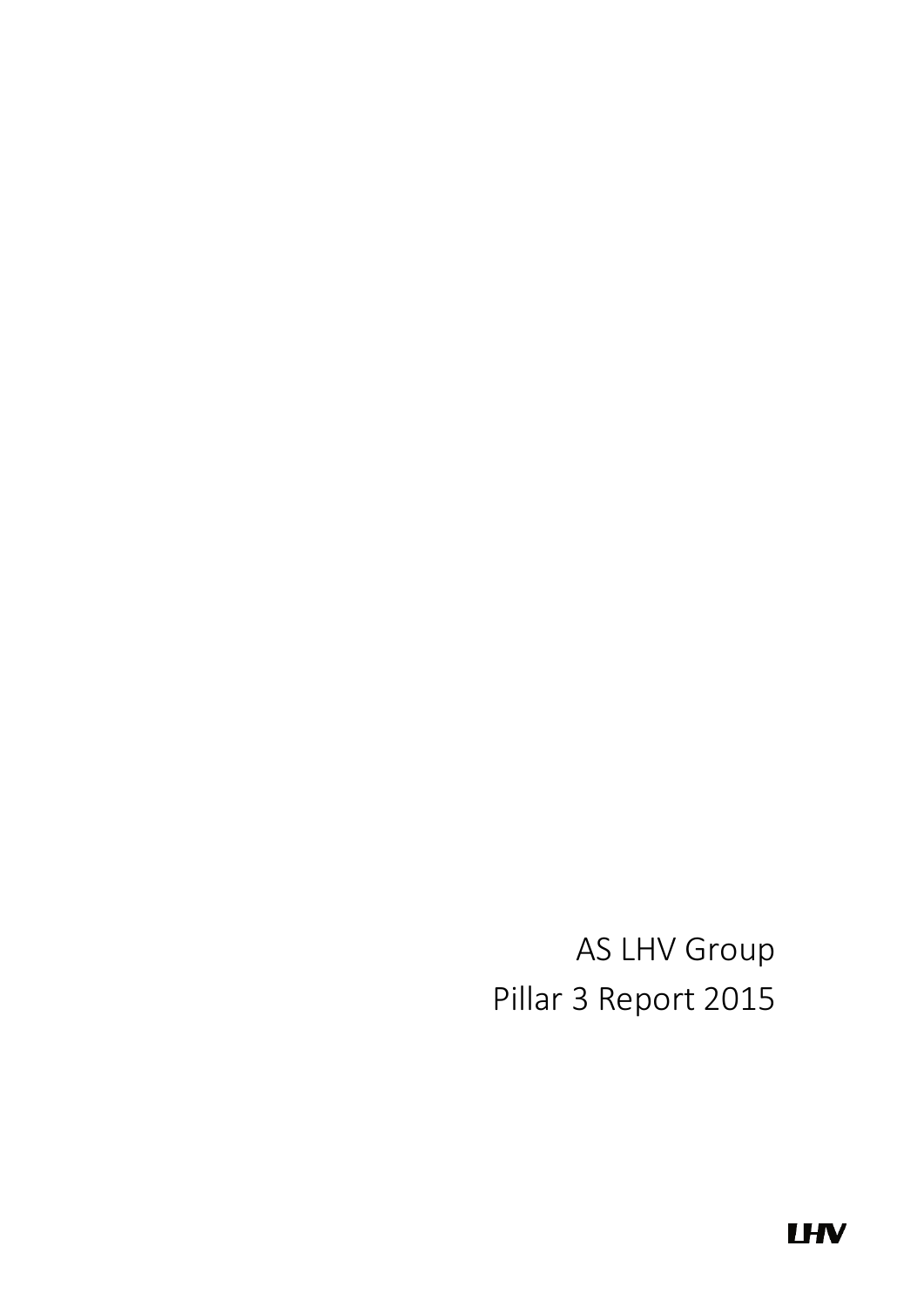# AS LHV Group

## Pillar 3 Report 2015

LHV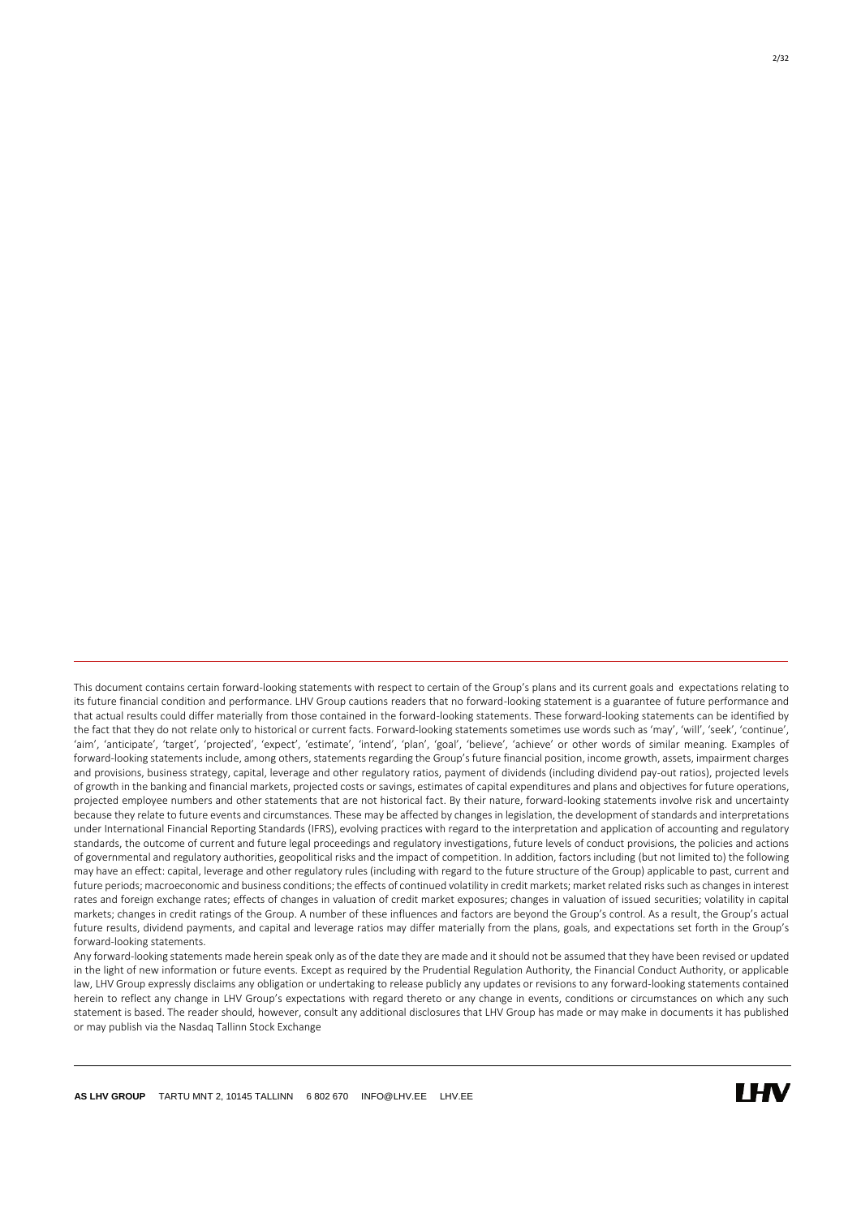This document contains certain forward-looking statements with respect to certain of the Group's plans and its current goals and expectations relating to its future financial condition and performance. LHV Group cautions readers that no forward-looking statement is a guarantee of future performance and that actual results could differ materially from those contained in the forward-looking statements. These forward-looking statements can be identified by the fact that they do not relate only to historical or current facts. Forward-looking statements sometimes use words such as 'may', 'will', 'seek', 'continue', 'aim', 'anticipate', 'target', 'projected', 'expect', 'estimate', 'intend', 'plan', 'goal', 'believe', 'achieve' or other words of similar meaning. Examples of forward-looking statements include, among others, statements regarding the Group's future financial position, income growth, assets, impairment charges and provisions, business strategy, capital, leverage and other regulatory ratios, payment of dividends (including dividend pay-out ratios), projected levels of growth in the banking and financial markets, projected costs or savings, estimates of capital expenditures and plans and objectives for future operations, projected employee numbers and other statements that are not historical fact. By their nature, forward-looking statements involve risk and uncertainty because they relate to future events and circumstances. These may be affected by changes in legislation, the development of standards and interpretations under International Financial Reporting Standards (IFRS), evolving practices with regard to the interpretation and application of accounting and regulatory standards, the outcome of current and future legal proceedings and regulatory investigations, future levels of conduct provisions, the policies and actions of governmental and regulatory authorities, geopolitical risks and the impact of competition. In addition, factors including (but not limited to) the following may have an effect: capital, leverage and other regulatory rules (including with regard to the future structure of the Group) applicable to past, current and future periods; macroeconomic and business conditions; the effects of continued volatility in credit markets; market related risks such as changes in interest rates and foreign exchange rates; effects of changes in valuation of credit market exposures; changes in valuation of issued securities; volatility in capital markets; changes in credit ratings of the Group. A number of these influences and factors are beyond the Group's control. As a result, the Group's actual future results, dividend payments, and capital and leverage ratios may differ materially from the plans, goals, and expectations set forth in the Group's forward-looking statements.

Any forward-looking statements made herein speak only as of the date they are made and it should not be assumed that they have been revised or updated in the light of new information or future events. Except as required by the Prudential Regulation Authority, the Financial Conduct Authority, or applicable law, LHV Group expressly disclaims any obligation or undertaking to release publicly any updates or revisions to any forward-looking statements contained herein to reflect any change in LHV Group's expectations with regard thereto or any change in events, conditions or circumstances on which any such statement is based. The reader should, however, consult any additional disclosures that LHV Group has made or may make in documents it has published or may publish via the Nasdaq Tallinn Stock Exchange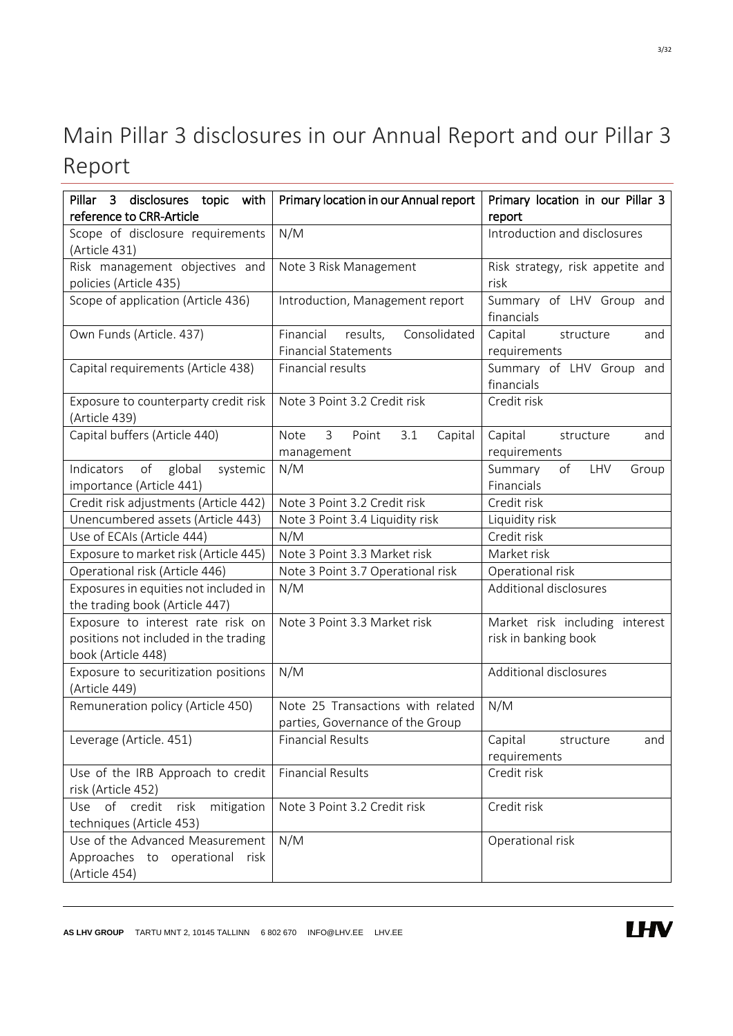# Main Pillar 3 disclosures in our Annual Report and our Pillar 3 Report

| Pillar 3 disclosures topic with reference to CRR-Article | Primary location in our Annual report | Primary location in our Pillar 3 report |
|---|---|---|
| Scope of disclosure requirements (Article 431) | N/M | Introduction and disclosures |
| Risk management objectives and policies (Article 435) | Note 3 Risk Management | Risk strategy, risk appetite and risk |
| Scope of application (Article 436) | Introduction, Management report | Summary of LHV Group and financials |
| Own Funds (Article. 437) | Financial results, Consolidated Financial Statements | Capital structure and requirements |
| Capital requirements (Article 438) | Financial results | Summary of LHV Group and financials |
| Exposure to counterparty credit risk (Article 439) | Note 3 Point 3.2 Credit risk | Credit risk |
| Capital buffers (Article 440) | Note 3 Point 3.1 Capital management | Capital structure and requirements |
| Indicators of global systemic importance (Article 441) | N/M | Summary of LHV Group Financials |
| Credit risk adjustments (Article 442) | Note 3 Point 3.2 Credit risk | Credit risk |
| Unencumbered assets (Article 443) | Note 3 Point 3.4 Liquidity risk | Liquidity risk |
| Use of ECAIs (Article 444) | N/M | Credit risk |
| Exposure to market risk (Article 445) | Note 3 Point 3.3 Market risk | Market risk |
| Operational risk (Article 446) | Note 3 Point 3.7 Operational risk | Operational risk |
| Exposures in equities not included in the trading book (Article 447) | N/M | Additional disclosures |
| Exposure to interest rate risk on positions not included in the trading book (Article 448) | Note 3 Point 3.3 Market risk | Market risk including interest risk in banking book |
| Exposure to securitization positions (Article 449) | N/M | Additional disclosures |
| Remuneration policy (Article 450) | Note 25 Transactions with related parties, Governance of the Group | N/M |
| Leverage (Article. 451) | Financial Results | Capital structure and requirements |
| Use of the IRB Approach to credit risk (Article 452) | Financial Results | Credit risk |
| Use of credit risk mitigation techniques (Article 453) | Note 3 Point 3.2 Credit risk | Credit risk |
| Use of the Advanced Measurement Approaches to operational risk (Article 454) | N/M | Operational risk |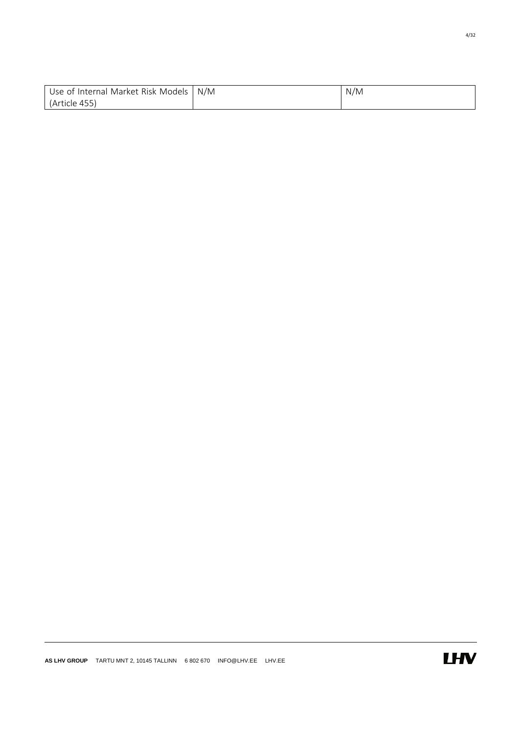| Use of Internal Market Risk Models (Article 455) | N/M | N/M |
|---|---|---|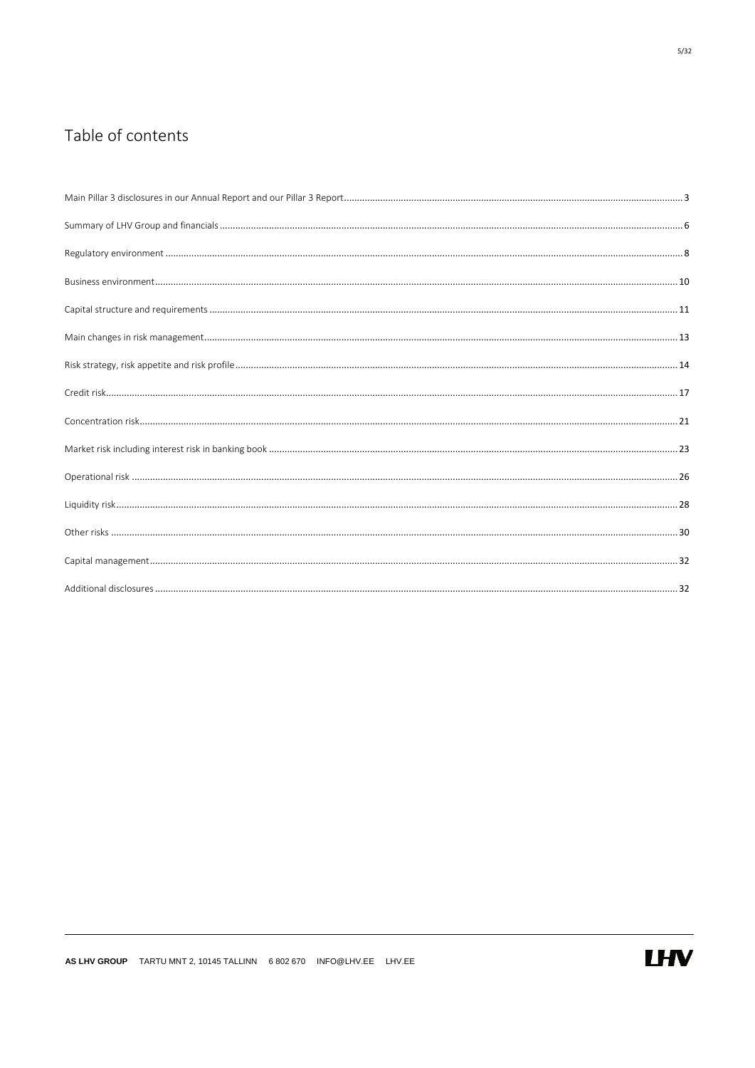# Table of contents

Main Pillar 3 disclosures in our Annual Report and our Pillar 3 Report .......... 3

Summary of LHV Group and financials .......... 6

Regulatory environment .......... 8

Business environment .......... 10

Capital structure and requirements .......... 11

Main changes in risk management .......... 13

Risk strategy, risk appetite and risk profile .......... 14

Credit risk .......... 17

Concentration risk .......... 21

Market risk including interest risk in banking book .......... 23

Operational risk .......... 26

Liquidity risk .......... 28

Other risks .......... 30

Capital management .......... 32

Additional disclosures .......... 32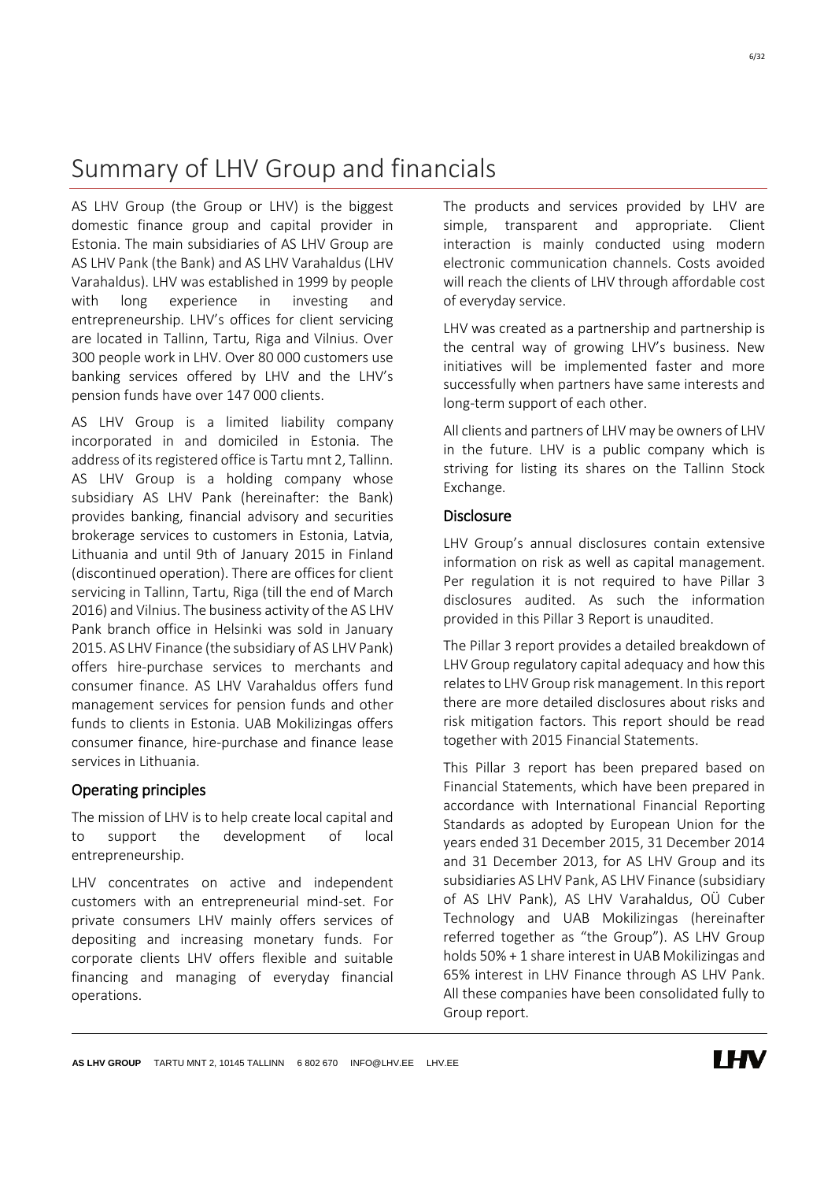# Summary of LHV Group and financials

AS LHV Group (the Group or LHV) is the biggest domestic finance group and capital provider in Estonia. The main subsidiaries of AS LHV Group are AS LHV Pank (the Bank) and AS LHV Varahaldus (LHV Varahaldus). LHV was established in 1999 by people with long experience in investing and entrepreneurship. LHV's offices for client servicing are located in Tallinn, Tartu, Riga and Vilnius. Over 300 people work in LHV. Over 80 000 customers use banking services offered by LHV and the LHV's pension funds have over 147 000 clients.

AS LHV Group is a limited liability company incorporated in and domiciled in Estonia. The address of its registered office is Tartu mnt 2, Tallinn. AS LHV Group is a holding company whose subsidiary AS LHV Pank (hereinafter: the Bank) provides banking, financial advisory and securities brokerage services to customers in Estonia, Latvia, Lithuania and until 9th of January 2015 in Finland (discontinued operation). There are offices for client servicing in Tallinn, Tartu, Riga (till the end of March 2016) and Vilnius. The business activity of the AS LHV Pank branch office in Helsinki was sold in January 2015. AS LHV Finance (the subsidiary of AS LHV Pank) offers hire-purchase services to merchants and consumer finance. AS LHV Varahaldus offers fund management services for pension funds and other funds to clients in Estonia. UAB Mokilizingas offers consumer finance, hire-purchase and finance lease services in Lithuania.

## Operating principles

The mission of LHV is to help create local capital and to support the development of local entrepreneurship.

LHV concentrates on active and independent customers with an entrepreneurial mind-set. For private consumers LHV mainly offers services of depositing and increasing monetary funds. For corporate clients LHV offers flexible and suitable financing and managing of everyday financial operations.

The products and services provided by LHV are simple, transparent and appropriate. Client interaction is mainly conducted using modern electronic communication channels. Costs avoided will reach the clients of LHV through affordable cost of everyday service.

LHV was created as a partnership and partnership is the central way of growing LHV's business. New initiatives will be implemented faster and more successfully when partners have same interests and long-term support of each other.

All clients and partners of LHV may be owners of LHV in the future. LHV is a public company which is striving for listing its shares on the Tallinn Stock Exchange.

## Disclosure

LHV Group's annual disclosures contain extensive information on risk as well as capital management. Per regulation it is not required to have Pillar 3 disclosures audited. As such the information provided in this Pillar 3 Report is unaudited.

The Pillar 3 report provides a detailed breakdown of LHV Group regulatory capital adequacy and how this relates to LHV Group risk management. In this report there are more detailed disclosures about risks and risk mitigation factors. This report should be read together with 2015 Financial Statements.

This Pillar 3 report has been prepared based on Financial Statements, which have been prepared in accordance with International Financial Reporting Standards as adopted by European Union for the years ended 31 December 2015, 31 December 2014 and 31 December 2013, for AS LHV Group and its subsidiaries AS LHV Pank, AS LHV Finance (subsidiary of AS LHV Pank), AS LHV Varahaldus, OÜ Cuber Technology and UAB Mokilizingas (hereinafter referred together as "the Group"). AS LHV Group holds 50% + 1 share interest in UAB Mokilizingas and 65% interest in LHV Finance through AS LHV Pank. All these companies have been consolidated fully to Group report.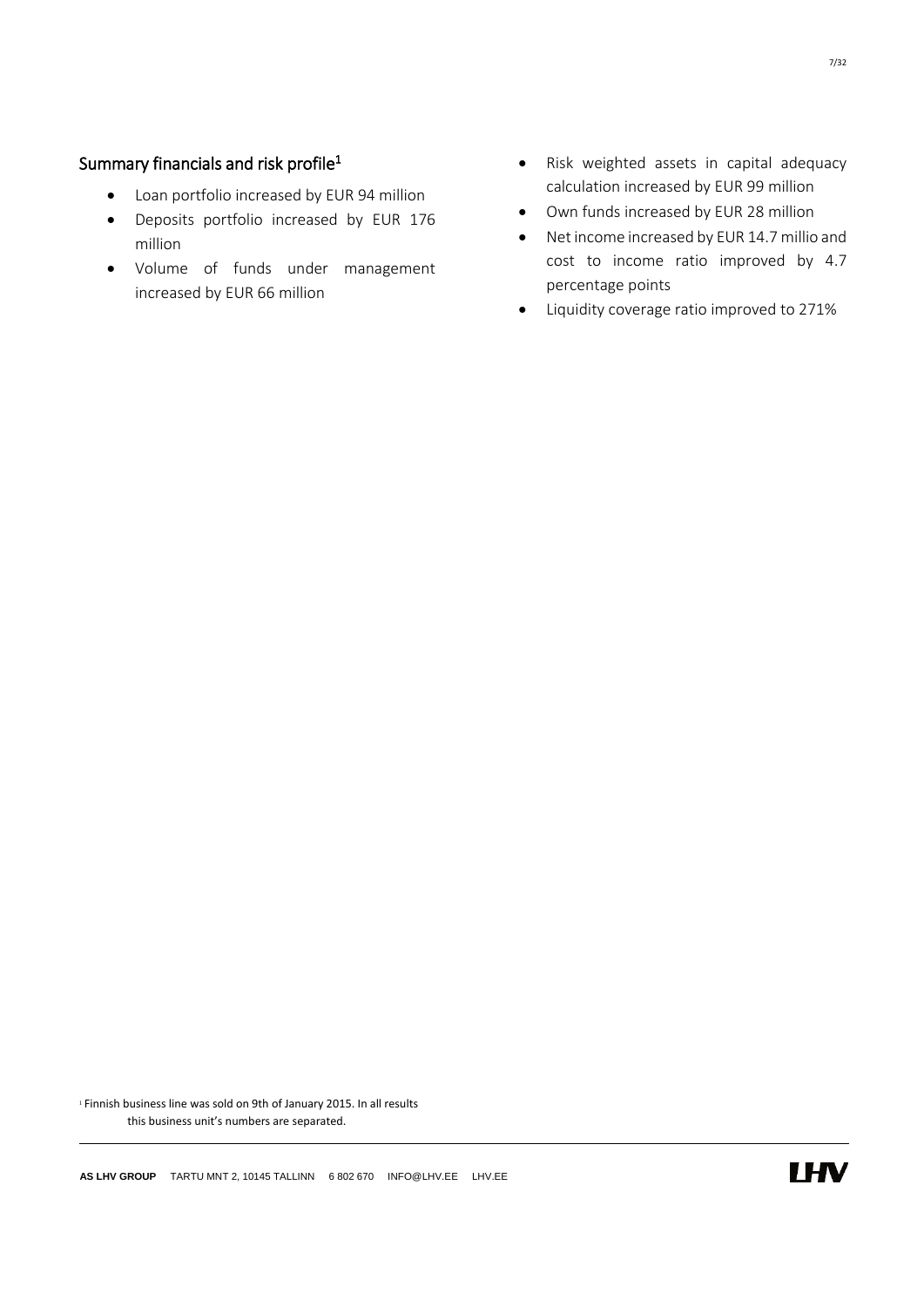## Summary financials and risk profile[1]

- Loan portfolio increased by EUR 94 million
- Deposits portfolio increased by EUR 176 million
- Volume of funds under management increased by EUR 66 million
- Risk weighted assets in capital adequacy calculation increased by EUR 99 million
- Own funds increased by EUR 28 million
- Net income increased by EUR 14.7 millio and cost to income ratio improved by 4.7 percentage points
- Liquidity coverage ratio improved to 271%

[1] Finnish business line was sold on 9th of January 2015. In all results this business unit's numbers are separated.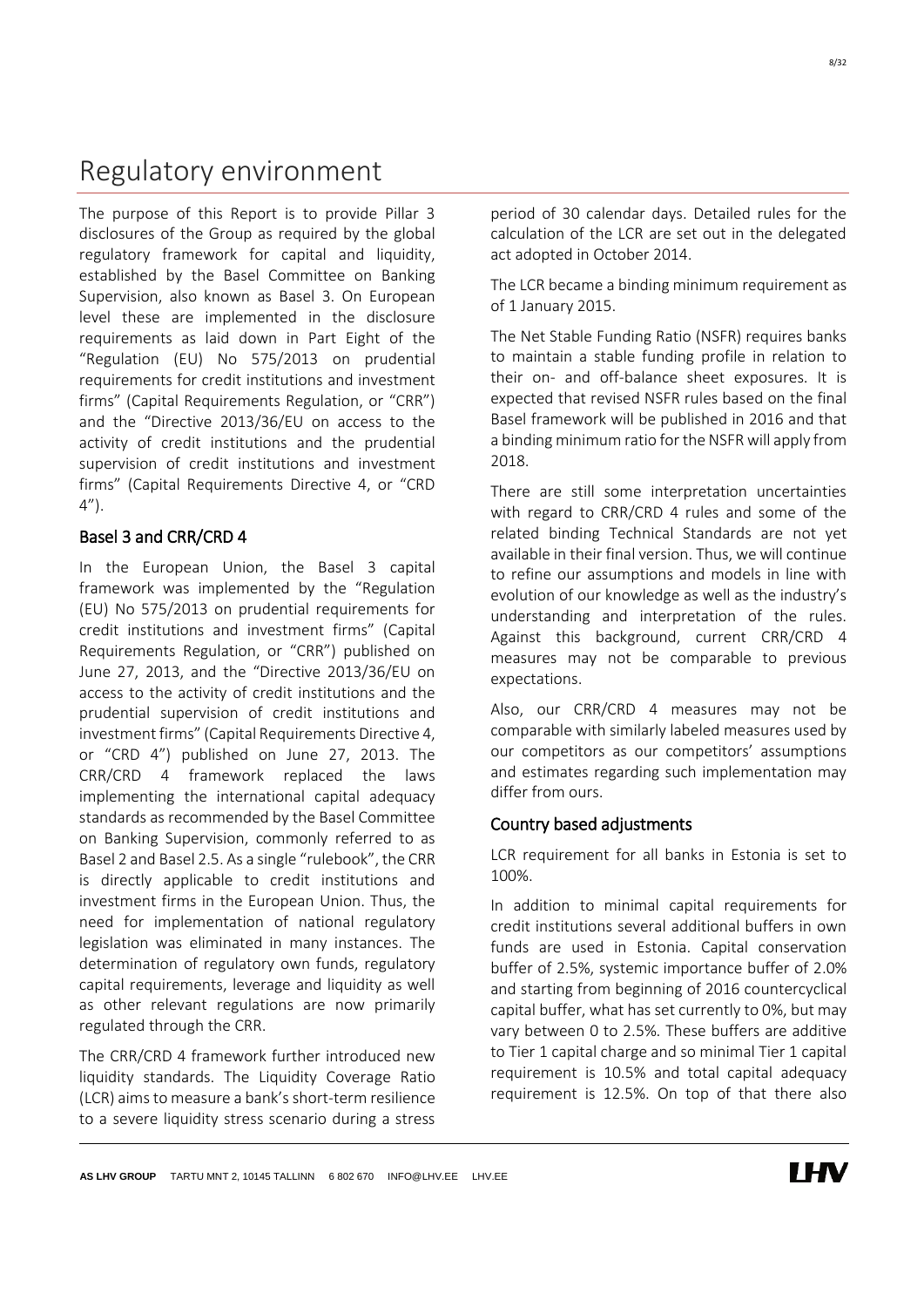# Regulatory environment

The purpose of this Report is to provide Pillar 3 disclosures of the Group as required by the global regulatory framework for capital and liquidity, established by the Basel Committee on Banking Supervision, also known as Basel 3. On European level these are implemented in the disclosure requirements as laid down in Part Eight of the "Regulation (EU) No 575/2013 on prudential requirements for credit institutions and investment firms" (Capital Requirements Regulation, or "CRR") and the "Directive 2013/36/EU on access to the activity of credit institutions and the prudential supervision of credit institutions and investment firms" (Capital Requirements Directive 4, or "CRD 4").

## Basel 3 and CRR/CRD 4

In the European Union, the Basel 3 capital framework was implemented by the "Regulation (EU) No 575/2013 on prudential requirements for credit institutions and investment firms" (Capital Requirements Regulation, or "CRR") published on June 27, 2013, and the "Directive 2013/36/EU on access to the activity of credit institutions and the prudential supervision of credit institutions and investment firms" (Capital Requirements Directive 4, or "CRD 4") published on June 27, 2013. The CRR/CRD 4 framework replaced the laws implementing the international capital adequacy standards as recommended by the Basel Committee on Banking Supervision, commonly referred to as Basel 2 and Basel 2.5. As a single "rulebook", the CRR is directly applicable to credit institutions and investment firms in the European Union. Thus, the need for implementation of national regulatory legislation was eliminated in many instances. The determination of regulatory own funds, regulatory capital requirements, leverage and liquidity as well as other relevant regulations are now primarily regulated through the CRR.

The CRR/CRD 4 framework further introduced new liquidity standards. The Liquidity Coverage Ratio (LCR) aims to measure a bank's short-term resilience to a severe liquidity stress scenario during a stress period of 30 calendar days. Detailed rules for the calculation of the LCR are set out in the delegated act adopted in October 2014.

The LCR became a binding minimum requirement as of 1 January 2015.

The Net Stable Funding Ratio (NSFR) requires banks to maintain a stable funding profile in relation to their on- and off-balance sheet exposures. It is expected that revised NSFR rules based on the final Basel framework will be published in 2016 and that a binding minimum ratio for the NSFR will apply from 2018.

There are still some interpretation uncertainties with regard to CRR/CRD 4 rules and some of the related binding Technical Standards are not yet available in their final version. Thus, we will continue to refine our assumptions and models in line with evolution of our knowledge as well as the industry's understanding and interpretation of the rules. Against this background, current CRR/CRD 4 measures may not be comparable to previous expectations.

Also, our CRR/CRD 4 measures may not be comparable with similarly labeled measures used by our competitors as our competitors' assumptions and estimates regarding such implementation may differ from ours.

## Country based adjustments

LCR requirement for all banks in Estonia is set to 100%.

In addition to minimal capital requirements for credit institutions several additional buffers in own funds are used in Estonia. Capital conservation buffer of 2.5%, systemic importance buffer of 2.0% and starting from beginning of 2016 countercyclical capital buffer, what has set currently to 0%, but may vary between 0 to 2.5%. These buffers are additive to Tier 1 capital charge and so minimal Tier 1 capital requirement is 10.5% and total capital adequacy requirement is 12.5%. On top of that there also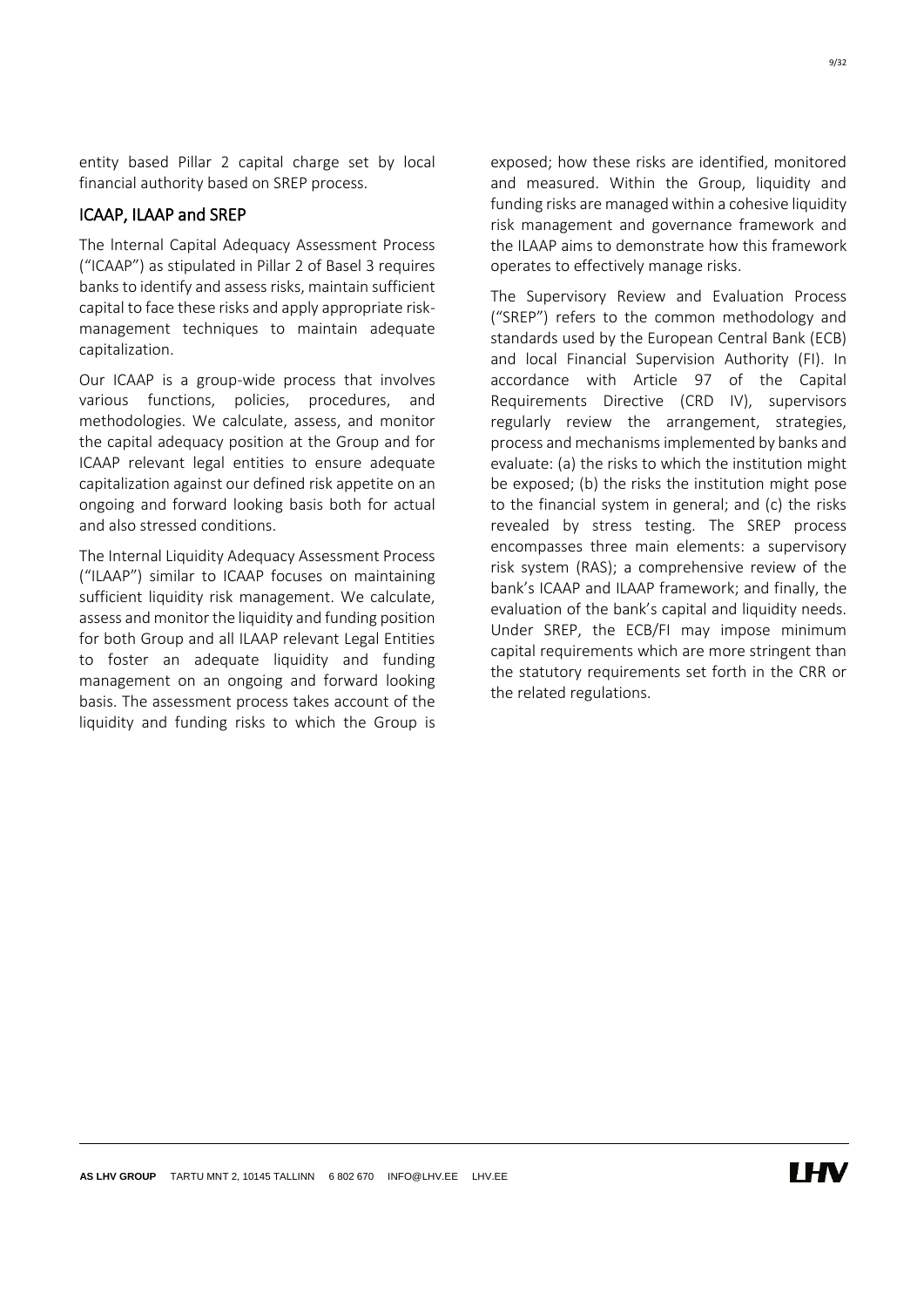entity based Pillar 2 capital charge set by local financial authority based on SREP process.

## ICAAP, ILAAP and SREP

The lnternal Capital Adequacy Assessment Process ("ICAAP") as stipulated in Pillar 2 of Basel 3 requires banks to identify and assess risks, maintain sufficient capital to face these risks and apply appropriate risk-management techniques to maintain adequate capitalization.

Our ICAAP is a group-wide process that involves various functions, policies, procedures, and methodologies. We calculate, assess, and monitor the capital adequacy position at the Group and for ICAAP relevant legal entities to ensure adequate capitalization against our defined risk appetite on an ongoing and forward looking basis both for actual and also stressed conditions.

The Internal Liquidity Adequacy Assessment Process ("ILAAP") similar to ICAAP focuses on maintaining sufficient liquidity risk management. We calculate, assess and monitor the liquidity and funding position for both Group and all ILAAP relevant Legal Entities to foster an adequate liquidity and funding management on an ongoing and forward looking basis. The assessment process takes account of the liquidity and funding risks to which the Group is exposed; how these risks are identified, monitored and measured. Within the Group, liquidity and funding risks are managed within a cohesive liquidity risk management and governance framework and the ILAAP aims to demonstrate how this framework operates to effectively manage risks.

The Supervisory Review and Evaluation Process ("SREP") refers to the common methodology and standards used by the European Central Bank (ECB) and local Financial Supervision Authority (FI). In accordance with Article 97 of the Capital Requirements Directive (CRD IV), supervisors regularly review the arrangement, strategies, process and mechanisms implemented by banks and evaluate: (a) the risks to which the institution might be exposed; (b) the risks the institution might pose to the financial system in general; and (c) the risks revealed by stress testing. The SREP process encompasses three main elements: a supervisory risk system (RAS); a comprehensive review of the bank's ICAAP and ILAAP framework; and finally, the evaluation of the bank's capital and liquidity needs. Under SREP, the ECB/FI may impose minimum capital requirements which are more stringent than the statutory requirements set forth in the CRR or the related regulations.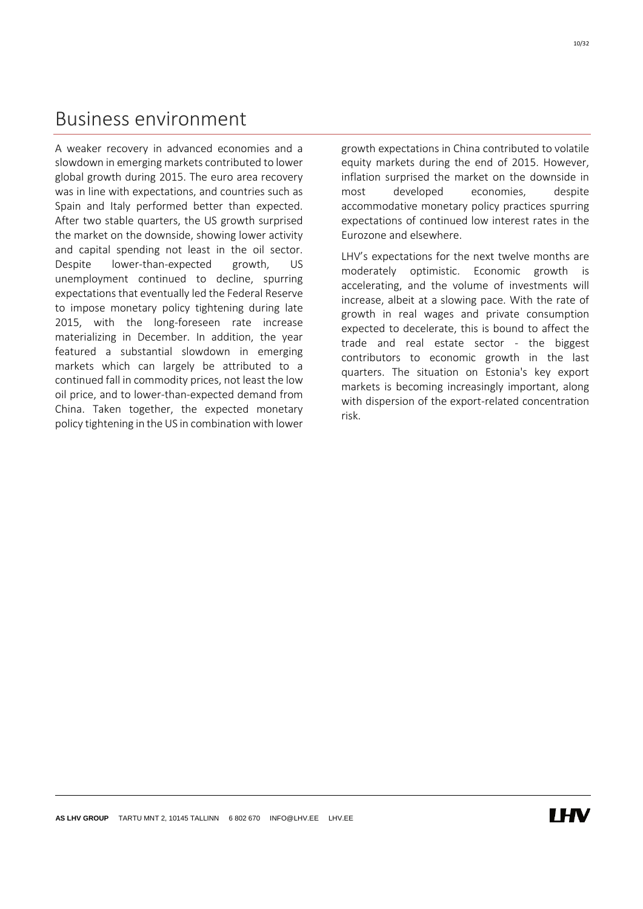# Business environment

A weaker recovery in advanced economies and a slowdown in emerging markets contributed to lower global growth during 2015. The euro area recovery was in line with expectations, and countries such as Spain and Italy performed better than expected. After two stable quarters, the US growth surprised the market on the downside, showing lower activity and capital spending not least in the oil sector. Despite lower-than-expected growth, US unemployment continued to decline, spurring expectations that eventually led the Federal Reserve to impose monetary policy tightening during late 2015, with the long-foreseen rate increase materializing in December. In addition, the year featured a substantial slowdown in emerging markets which can largely be attributed to a continued fall in commodity prices, not least the low oil price, and to lower-than-expected demand from China. Taken together, the expected monetary policy tightening in the US in combination with lower growth expectations in China contributed to volatile equity markets during the end of 2015. However, inflation surprised the market on the downside in most developed economies, despite accommodative monetary policy practices spurring expectations of continued low interest rates in the Eurozone and elsewhere.

LHV's expectations for the next twelve months are moderately optimistic. Economic growth is accelerating, and the volume of investments will increase, albeit at a slowing pace. With the rate of growth in real wages and private consumption expected to decelerate, this is bound to affect the trade and real estate sector - the biggest contributors to economic growth in the last quarters. The situation on Estonia's key export markets is becoming increasingly important, along with dispersion of the export-related concentration risk.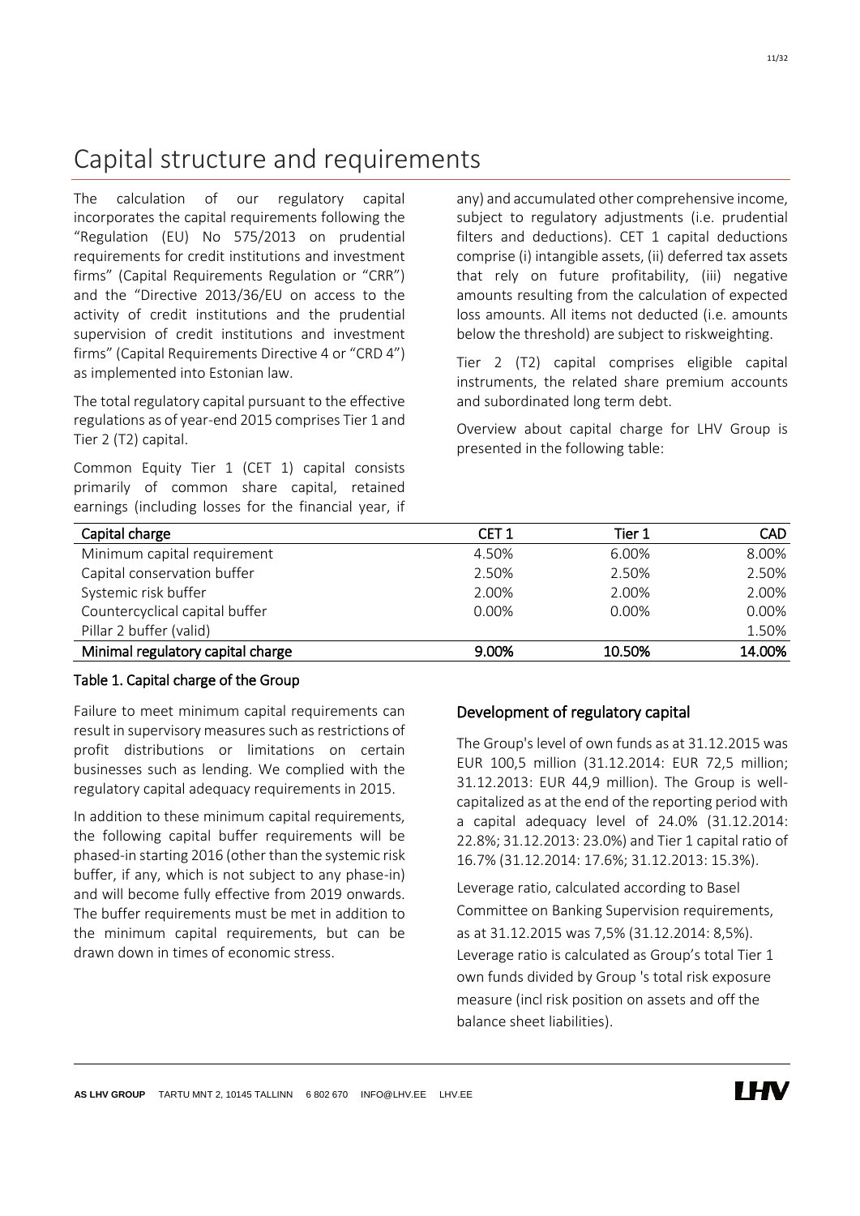# Capital structure and requirements

The calculation of our regulatory capital incorporates the capital requirements following the "Regulation (EU) No 575/2013 on prudential requirements for credit institutions and investment firms" (Capital Requirements Regulation or "CRR") and the "Directive 2013/36/EU on access to the activity of credit institutions and the prudential supervision of credit institutions and investment firms" (Capital Requirements Directive 4 or "CRD 4") as implemented into Estonian law.

The total regulatory capital pursuant to the effective regulations as of year-end 2015 comprises Tier 1 and Tier 2 (T2) capital.

Common Equity Tier 1 (CET 1) capital consists primarily of common share capital, retained earnings (including losses for the financial year, if any) and accumulated other comprehensive income, subject to regulatory adjustments (i.e. prudential filters and deductions). CET 1 capital deductions comprise (i) intangible assets, (ii) deferred tax assets that rely on future profitability, (iii) negative amounts resulting from the calculation of expected loss amounts. All items not deducted (i.e. amounts below the threshold) are subject to riskweighting.

Tier 2 (T2) capital comprises eligible capital instruments, the related share premium accounts and subordinated long term debt.

Overview about capital charge for LHV Group is presented in the following table:

| Capital charge | CET 1 | Tier 1 | CAD |
|---|---|---|---|
| Minimum capital requirement | 4.50% | 6.00% | 8.00% |
| Capital conservation buffer | 2.50% | 2.50% | 2.50% |
| Systemic risk buffer | 2.00% | 2.00% | 2.00% |
| Countercyclical capital buffer | 0.00% | 0.00% | 0.00% |
| Pillar 2 buffer (valid) | | | 1.50% |
| Minimal regulatory capital charge | 9.00% | 10.50% | 14.00% |

Table 1. Capital charge of the Group

Failure to meet minimum capital requirements can result in supervisory measures such as restrictions of profit distributions or limitations on certain businesses such as lending. We complied with the regulatory capital adequacy requirements in 2015.

In addition to these minimum capital requirements, the following capital buffer requirements will be phased-in starting 2016 (other than the systemic risk buffer, if any, which is not subject to any phase-in) and will become fully effective from 2019 onwards. The buffer requirements must be met in addition to the minimum capital requirements, but can be drawn down in times of economic stress.

## Development of regulatory capital

The Group's level of own funds as at 31.12.2015 was EUR 100,5 million (31.12.2014: EUR 72,5 million; 31.12.2013: EUR 44,9 million). The Group is well-capitalized as at the end of the reporting period with a capital adequacy level of 24.0% (31.12.2014: 22.8%; 31.12.2013: 23.0%) and Tier 1 capital ratio of 16.7% (31.12.2014: 17.6%; 31.12.2013: 15.3%).

Leverage ratio, calculated according to Basel Committee on Banking Supervision requirements, as at 31.12.2015 was 7,5% (31.12.2014: 8,5%). Leverage ratio is calculated as Group's total Tier 1 own funds divided by Group 's total risk exposure measure (incl risk position on assets and off the balance sheet liabilities).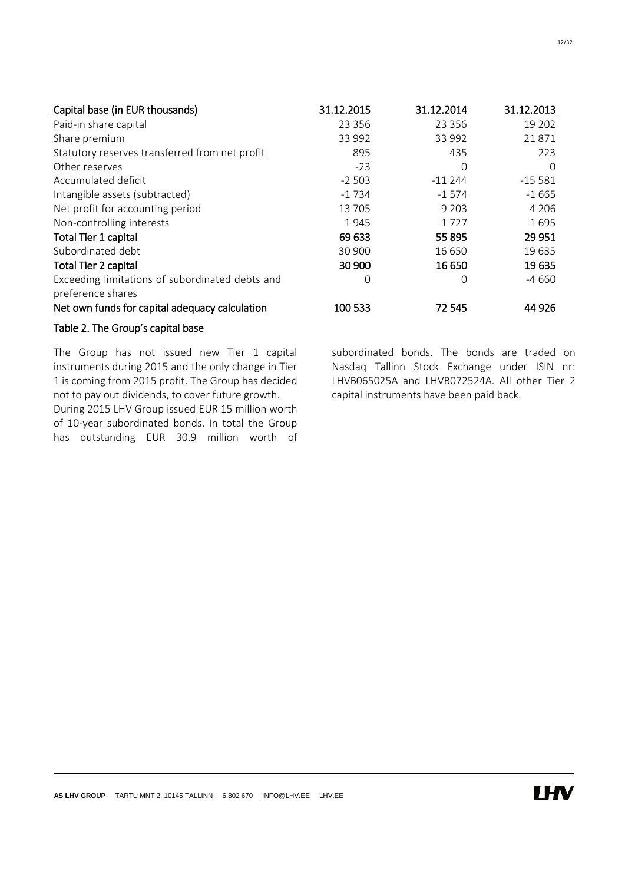| Capital base (in EUR thousands) | 31.12.2015 | 31.12.2014 | 31.12.2013 |
|---|---|---|---|
| Paid-in share capital | 23 356 | 23 356 | 19 202 |
| Share premium | 33 992 | 33 992 | 21 871 |
| Statutory reserves transferred from net profit | 895 | 435 | 223 |
| Other reserves | -23 | 0 | 0 |
| Accumulated deficit | -2 503 | -11 244 | -15 581 |
| Intangible assets (subtracted) | -1 734 | -1 574 | -1 665 |
| Net profit for accounting period | 13 705 | 9 203 | 4 206 |
| Non-controlling interests | 1 945 | 1 727 | 1 695 |
| **Total Tier 1 capital** | **69 633** | **55 895** | **29 951** |
| Subordinated debt | 30 900 | 16 650 | 19 635 |
| **Total Tier 2 capital** | **30 900** | **16 650** | **19 635** |
| Exceeding limitations of subordinated debts and preference shares | 0 | 0 | -4 660 |
| **Net own funds for capital adequacy calculation** | **100 533** | **72 545** | **44 926** |

**Table 2. The Group's capital base**

The Group has not issued new Tier 1 capital instruments during 2015 and the only change in Tier 1 is coming from 2015 profit. The Group has decided not to pay out dividends, to cover future growth.
During 2015 LHV Group issued EUR 15 million worth of 10-year subordinated bonds. In total the Group has outstanding EUR 30.9 million worth of subordinated bonds. The bonds are traded on Nasdaq Tallinn Stock Exchange under ISIN nr: LHVB065025A and LHVB072524A. All other Tier 2 capital instruments have been paid back.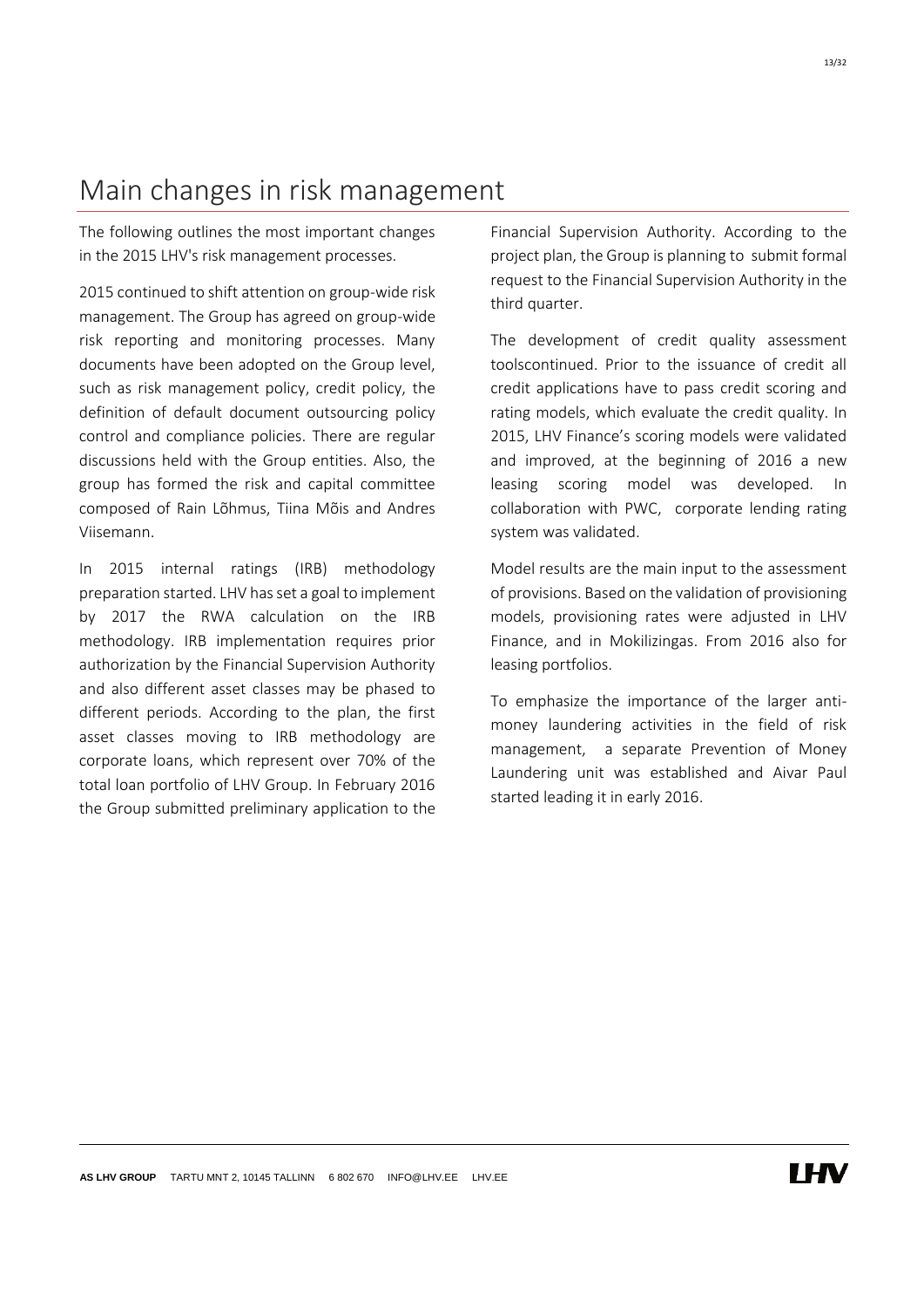# Main changes in risk management

The following outlines the most important changes in the 2015 LHV's risk management processes.

2015 continued to shift attention on group-wide risk management. The Group has agreed on group-wide risk reporting and monitoring processes. Many documents have been adopted on the Group level, such as risk management policy, credit policy, the definition of default document outsourcing policy control and compliance policies. There are regular discussions held with the Group entities. Also, the group has formed the risk and capital committee composed of Rain Lõhmus, Tiina Mõis and Andres Viisemann.

In 2015 internal ratings (IRB) methodology preparation started. LHV has set a goal to implement by 2017 the RWA calculation on the IRB methodology. IRB implementation requires prior authorization by the Financial Supervision Authority and also different asset classes may be phased to different periods. According to the plan, the first asset classes moving to IRB methodology are corporate loans, which represent over 70% of the total loan portfolio of LHV Group. In February 2016 the Group submitted preliminary application to the Financial Supervision Authority. According to the project plan, the Group is planning to submit formal request to the Financial Supervision Authority in the third quarter.

The development of credit quality assessment toolscontinued. Prior to the issuance of credit all credit applications have to pass credit scoring and rating models, which evaluate the credit quality. In 2015, LHV Finance's scoring models were validated and improved, at the beginning of 2016 a new leasing scoring model was developed. In collaboration with PWC, corporate lending rating system was validated.

Model results are the main input to the assessment of provisions. Based on the validation of provisioning models, provisioning rates were adjusted in LHV Finance, and in Mokilizingas. From 2016 also for leasing portfolios.

To emphasize the importance of the larger anti-money laundering activities in the field of risk management, a separate Prevention of Money Laundering unit was established and Aivar Paul started leading it in early 2016.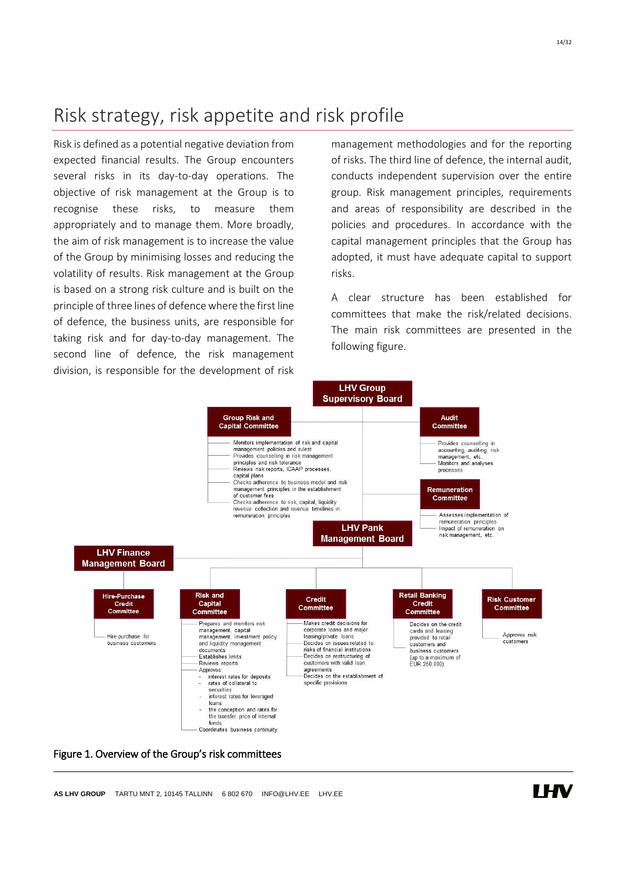# Risk strategy, risk appetite and risk profile

Risk is defined as a potential negative deviation from expected financial results. The Group encounters several risks in its day-to-day operations. The objective of risk management at the Group is to recognise these risks, to measure them appropriately and to manage them. More broadly, the aim of risk management is to increase the value of the Group by minimising losses and reducing the volatility of results. Risk management at the Group is based on a strong risk culture and is built on the principle of three lines of defence where the first line of defence, the business units, are responsible for taking risk and for day-to-day management. The second line of defence, the risk management division, is responsible for the development of risk management methodologies and for the reporting of risks. The third line of defence, the internal audit, conducts independent supervision over the entire group. Risk management principles, requirements and areas of responsibility are described in the policies and procedures. In accordance with the capital management principles that the Group has adopted, it must have adequate capital to support risks.

A clear structure has been established for committees that make the risk/related decisions. The main risk committees are presented in the following figure.

**LHV Group Supervisory Board**

- **Group Risk and Capital Committee**
  - Monitors implementation of risk and capital management policies and rulest
  - Provides counselling in risk management principles and risk tolerance
  - Reviews risk reports, ICAAP processes, capital plans
  - Checks adherence to business model and risk management principles in the establishment of customer fees
  - Checks adherence to risk, capital, liquidity revenue collection and revenue timelines in remuneration principles
- **Audit Committee**
  - Provides counselling in accounting, auditing, risk management, etc.
  - Monitors and analyses processes
- **Remuneration Committee**
  - Assesses implementation of remuneration principles
  - Impact of remuneration on risk management, etc.

**LHV Pank Management Board**

- **Risk and Capital Committee**
  - Prepares and monitors risk management, capital management, investment policy and liquidity management documents
  - Establishes limits
  - Reviews reports
  - Approves:
    - interest rates for deposits
    - rates of collateral to securities
    - interest rates for leveraged loans
    - the conception and rates for the transfer price of internal funds
  - Coordinates business continuity
- **Credit Committee**
  - Makes credit decisions for corporate loans and major leasing/private loans
  - Decides on issues related to risks of financial institutions
  - Decides on restructuring of customers with valid loan agreements
  - Decides on the establishment of specific provisions
- **Retail Banking Credit Committee**
  - Decides on the credit cards and leasing provided to retail customers and business customers (up to a maximum of EUR 250,000)
- **Risk Customer Committee**
  - Approves risk customers

**LHV Finance Management Board**

- **Hire-Purchase Credit Committee**
  - Hire-purchase for business customers

Figure 1. Overview of the Group's risk committees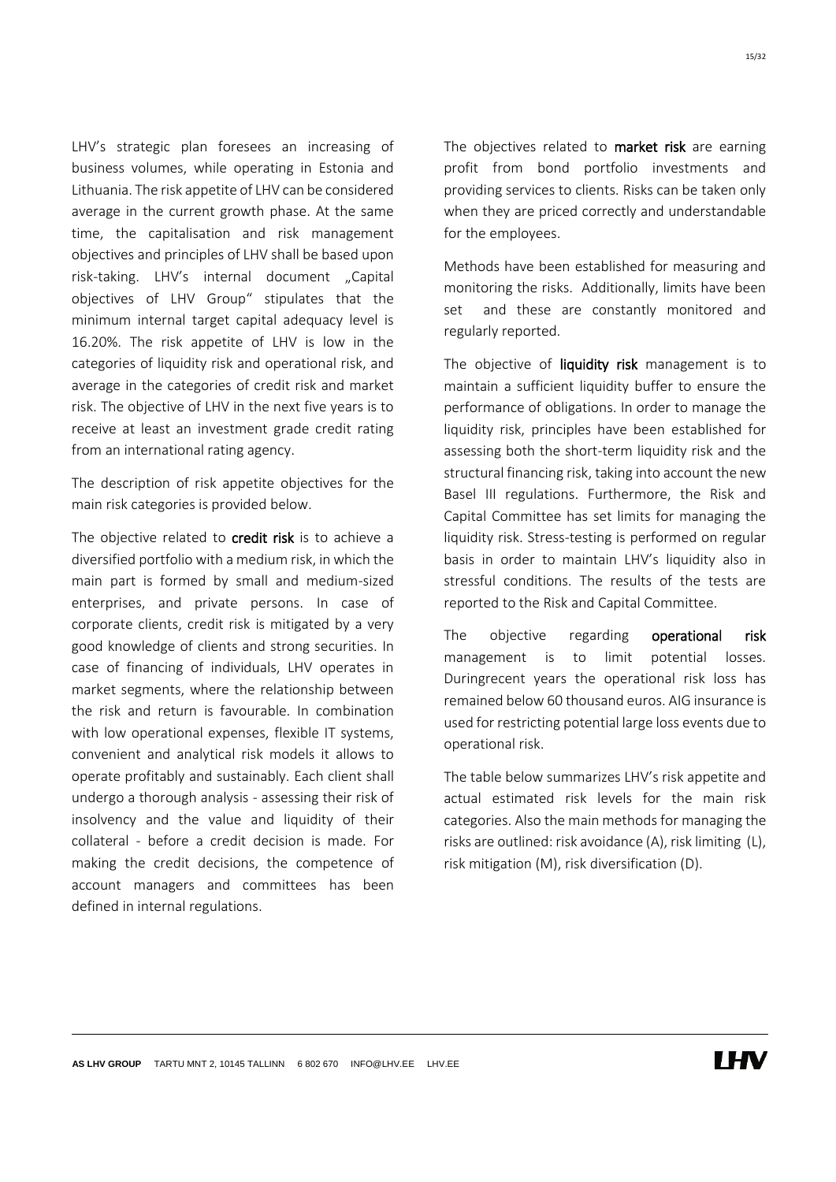LHV's strategic plan foresees an increasing of business volumes, while operating in Estonia and Lithuania. The risk appetite of LHV can be considered average in the current growth phase. At the same time, the capitalisation and risk management objectives and principles of LHV shall be based upon risk-taking. LHV's internal document „Capital objectives of LHV Group" stipulates that the minimum internal target capital adequacy level is 16.20%. The risk appetite of LHV is low in the categories of liquidity risk and operational risk, and average in the categories of credit risk and market risk. The objective of LHV in the next five years is to receive at least an investment grade credit rating from an international rating agency.

The description of risk appetite objectives for the main risk categories is provided below.

The objective related to **credit risk** is to achieve a diversified portfolio with a medium risk, in which the main part is formed by small and medium-sized enterprises, and private persons. In case of corporate clients, credit risk is mitigated by a very good knowledge of clients and strong securities. In case of financing of individuals, LHV operates in market segments, where the relationship between the risk and return is favourable. In combination with low operational expenses, flexible IT systems, convenient and analytical risk models it allows to operate profitably and sustainably. Each client shall undergo a thorough analysis - assessing their risk of insolvency and the value and liquidity of their collateral - before a credit decision is made. For making the credit decisions, the competence of account managers and committees has been defined in internal regulations.

The objectives related to **market risk** are earning profit from bond portfolio investments and providing services to clients. Risks can be taken only when they are priced correctly and understandable for the employees.

Methods have been established for measuring and monitoring the risks. Additionally, limits have been set and these are constantly monitored and regularly reported.

The objective of **liquidity risk** management is to maintain a sufficient liquidity buffer to ensure the performance of obligations. In order to manage the liquidity risk, principles have been established for assessing both the short-term liquidity risk and the structural financing risk, taking into account the new Basel III regulations. Furthermore, the Risk and Capital Committee has set limits for managing the liquidity risk. Stress-testing is performed on regular basis in order to maintain LHV's liquidity also in stressful conditions. The results of the tests are reported to the Risk and Capital Committee.

The objective regarding **operational risk** management is to limit potential losses. Duringrecent years the operational risk loss has remained below 60 thousand euros. AIG insurance is used for restricting potential large loss events due to operational risk.

The table below summarizes LHV's risk appetite and actual estimated risk levels for the main risk categories. Also the main methods for managing the risks are outlined: risk avoidance (A), risk limiting (L), risk mitigation (M), risk diversification (D).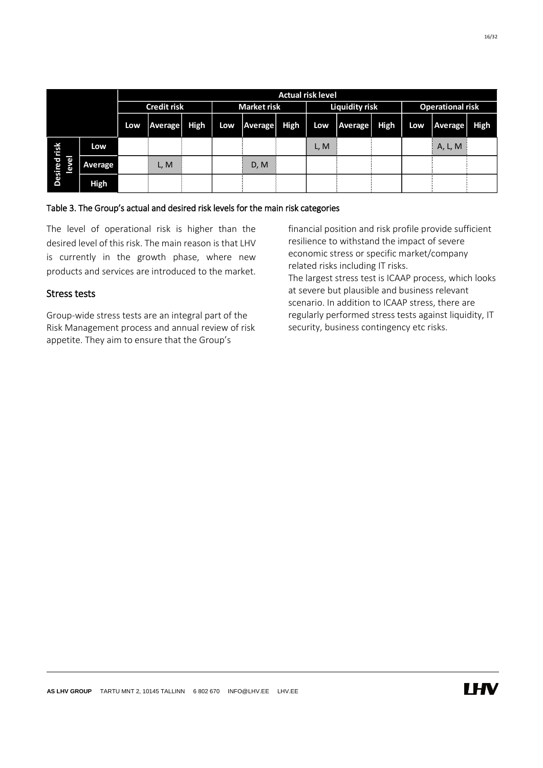| | | Actual risk level | | | | | | | | | | | |
|---|---|---|---|---|---|---|---|---|---|---|---|---|---|
| | | Credit risk | | | Market risk | | | Liquidity risk | | | Operational risk | | |
| | | Low | Average | High | Low | Average | High | Low | Average | High | Low | Average | High |
| Desired risk level | Low | | | | | | | L, M | | | | A, L, M | |
| | Average | | L, M | | | D, M | | | | | | | |
| | High | | | | | | | | | | | | |

Table 3. The Group's actual and desired risk levels for the main risk categories

The level of operational risk is higher than the desired level of this risk. The main reason is that LHV is currently in the growth phase, where new products and services are introduced to the market.

## Stress tests

Group-wide stress tests are an integral part of the Risk Management process and annual review of risk appetite. They aim to ensure that the Group's financial position and risk profile provide sufficient resilience to withstand the impact of severe economic stress or specific market/company related risks including IT risks.

The largest stress test is ICAAP process, which looks at severe but plausible and business relevant scenario. In addition to ICAAP stress, there are regularly performed stress tests against liquidity, IT security, business contingency etc risks.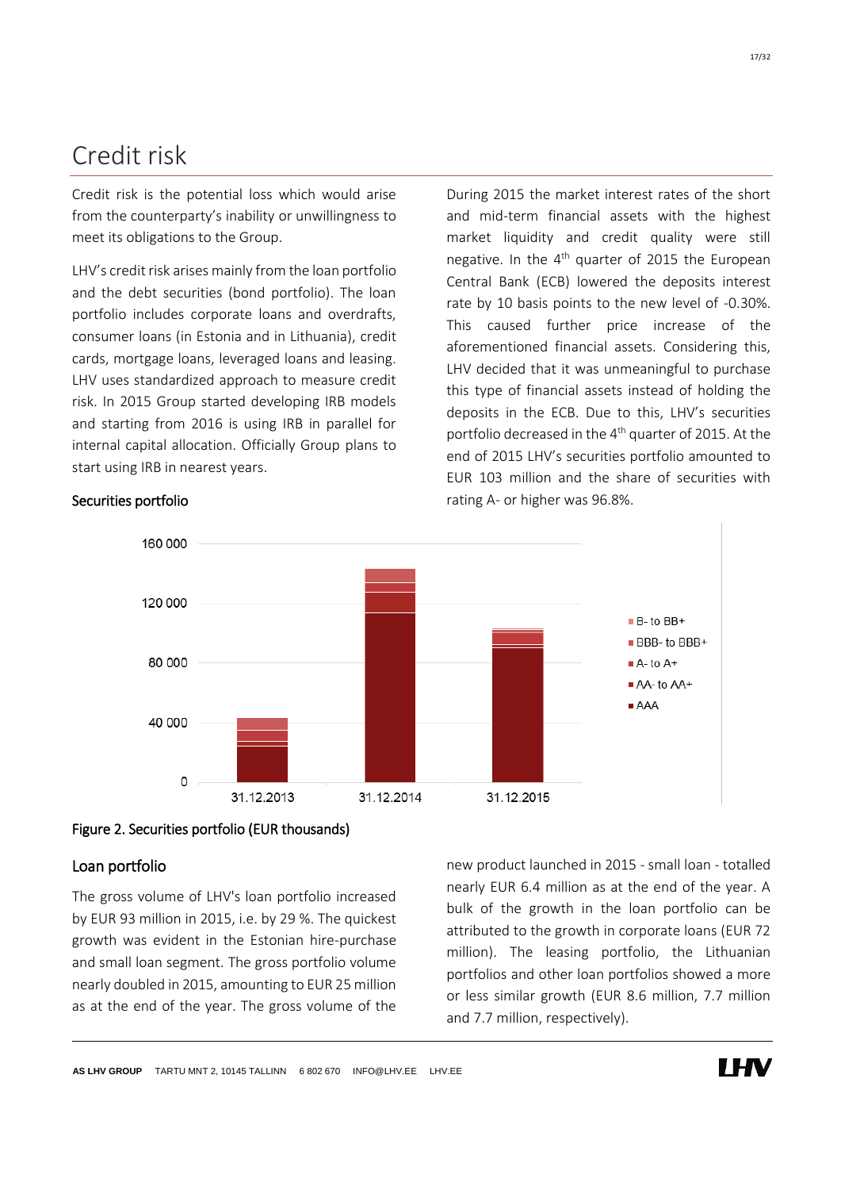# Credit risk

Credit risk is the potential loss which would arise from the counterparty's inability or unwillingness to meet its obligations to the Group.

LHV's credit risk arises mainly from the loan portfolio and the debt securities (bond portfolio). The loan portfolio includes corporate loans and overdrafts, consumer loans (in Estonia and in Lithuania), credit cards, mortgage loans, leveraged loans and leasing. LHV uses standardized approach to measure credit risk. In 2015 Group started developing IRB models and starting from 2016 is using IRB in parallel for internal capital allocation. Officially Group plans to start using IRB in nearest years.

## Securities portfolio

During 2015 the market interest rates of the short and mid-term financial assets with the highest market liquidity and credit quality were still negative. In the 4th quarter of 2015 the European Central Bank (ECB) lowered the deposits interest rate by 10 basis points to the new level of -0.30%. This caused further price increase of the aforementioned financial assets. Considering this, LHV decided that it was unmeaningful to purchase this type of financial assets instead of holding the deposits in the ECB. Due to this, LHV's securities portfolio decreased in the 4th quarter of 2015. At the end of 2015 LHV's securities portfolio amounted to EUR 103 million and the share of securities with rating A- or higher was 96.8%.

Figure 2. Securities portfolio (EUR thousands)

## Loan portfolio

The gross volume of LHV's loan portfolio increased by EUR 93 million in 2015, i.e. by 29 %. The quickest growth was evident in the Estonian hire-purchase and small loan segment. The gross portfolio volume nearly doubled in 2015, amounting to EUR 25 million as at the end of the year. The gross volume of the new product launched in 2015 - small loan - totalled nearly EUR 6.4 million as at the end of the year. A bulk of the growth in the loan portfolio can be attributed to the growth in corporate loans (EUR 72 million). The leasing portfolio, the Lithuanian portfolios and other loan portfolios showed a more or less similar growth (EUR 8.6 million, 7.7 million and 7.7 million, respectively).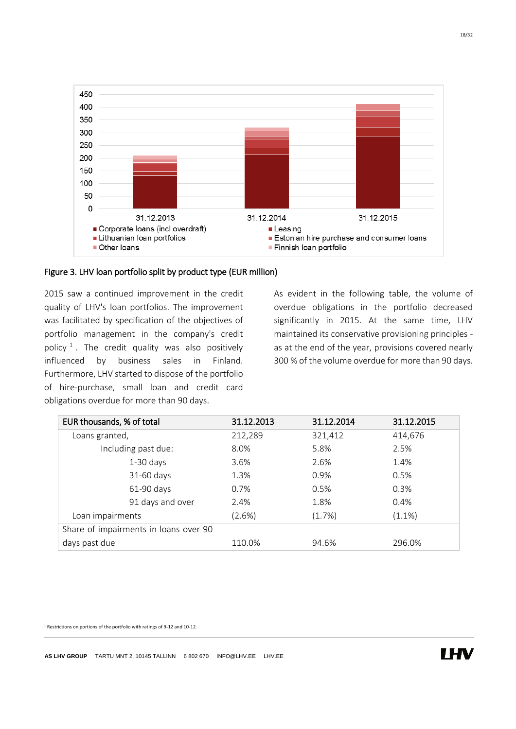Figure 3. LHV loan portfolio split by product type (EUR million)

2015 saw a continued improvement in the credit quality of LHV's loan portfolios. The improvement was facilitated by specification of the objectives of portfolio management in the company's credit policy [1]. The credit quality was also positively influenced by business sales in Finland. Furthermore, LHV started to dispose of the portfolio of hire-purchase, small loan and credit card obligations overdue for more than 90 days.

As evident in the following table, the volume of overdue obligations in the portfolio decreased significantly in 2015. At the same time, LHV maintained its conservative provisioning principles - as at the end of the year, provisions covered nearly 300 % of the volume overdue for more than 90 days.

| EUR thousands, % of total | 31.12.2013 | 31.12.2014 | 31.12.2015 |
|---|---|---|---|
| Loans granted, | 212,289 | 321,412 | 414,676 |
| Including past due: | 8.0% | 5.8% | 2.5% |
| 1-30 days | 3.6% | 2.6% | 1.4% |
| 31-60 days | 1.3% | 0.9% | 0.5% |
| 61-90 days | 0.7% | 0.5% | 0.3% |
| 91 days and over | 2.4% | 1.8% | 0.4% |
| Loan impairments | (2.6%) | (1.7%) | (1.1%) |
| Share of impairments in loans over 90 days past due | 110.0% | 94.6% | 296.0% |

[1] Restrictions on portions of the portfolio with ratings of 9-12 and 10-12.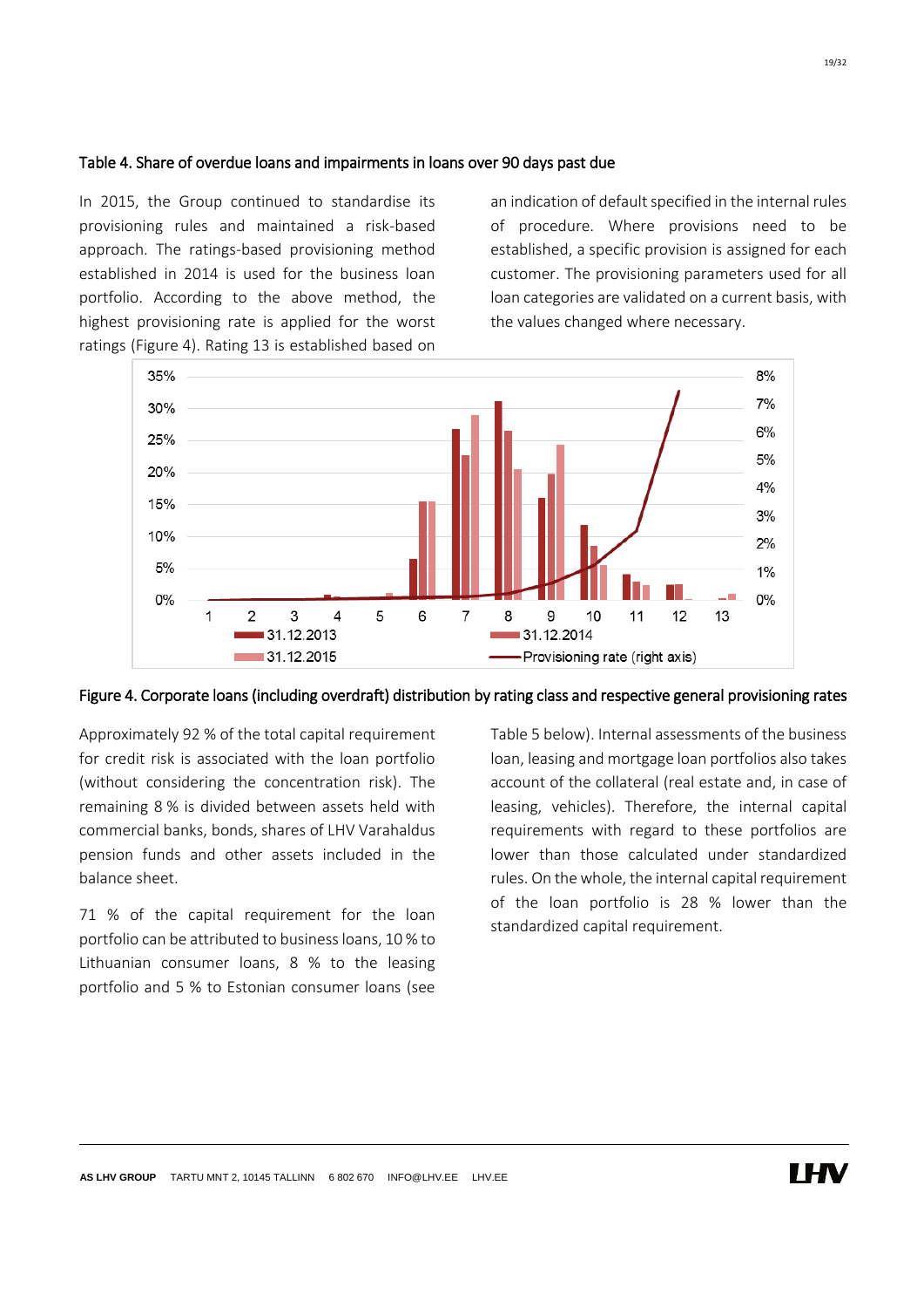Table 4. Share of overdue loans and impairments in loans over 90 days past due

In 2015, the Group continued to standardise its provisioning rules and maintained a risk-based approach. The ratings-based provisioning method established in 2014 is used for the business loan portfolio. According to the above method, the highest provisioning rate is applied for the worst ratings (Figure 4). Rating 13 is established based on an indication of default specified in the internal rules of procedure. Where provisions need to be established, a specific provision is assigned for each customer. The provisioning parameters used for all loan categories are validated on a current basis, with the values changed where necessary.

Figure 4. Corporate loans (including overdraft) distribution by rating class and respective general provisioning rates

Approximately 92 % of the total capital requirement for credit risk is associated with the loan portfolio (without considering the concentration risk). The remaining 8 % is divided between assets held with commercial banks, bonds, shares of LHV Varahaldus pension funds and other assets included in the balance sheet.

71 % of the capital requirement for the loan portfolio can be attributed to business loans, 10 % to Lithuanian consumer loans, 8 % to the leasing portfolio and 5 % to Estonian consumer loans (see Table 5 below). Internal assessments of the business loan, leasing and mortgage loan portfolios also takes account of the collateral (real estate and, in case of leasing, vehicles). Therefore, the internal capital requirements with regard to these portfolios are lower than those calculated under standardized rules. On the whole, the internal capital requirement of the loan portfolio is 28 % lower than the standardized capital requirement.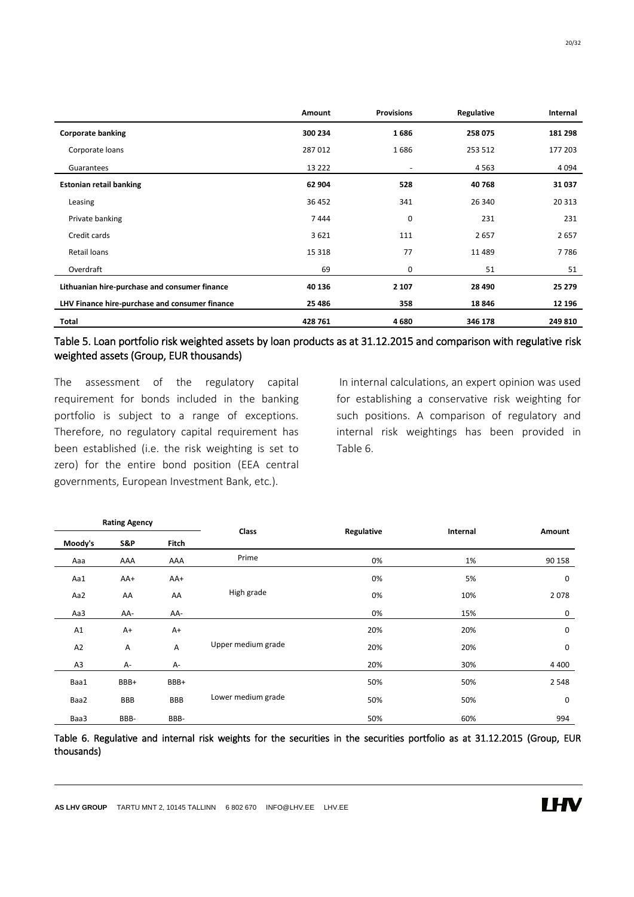|  | Amount | Provisions | Regulative | Internal |
|---|---|---|---|---|
| **Corporate banking** | **300 234** | **1 686** | **258 075** | **181 298** |
| Corporate loans | 287 012 | 1 686 | 253 512 | 177 203 |
| Guarantees | 13 222 | - | 4 563 | 4 094 |
| **Estonian retail banking** | **62 904** | **528** | **40 768** | **31 037** |
| Leasing | 36 452 | 341 | 26 340 | 20 313 |
| Private banking | 7 444 | 0 | 231 | 231 |
| Credit cards | 3 621 | 111 | 2 657 | 2 657 |
| Retail loans | 15 318 | 77 | 11 489 | 7 786 |
| Overdraft | 69 | 0 | 51 | 51 |
| **Lithuanian hire-purchase and consumer finance** | **40 136** | **2 107** | **28 490** | **25 279** |
| **LHV Finance hire-purchase and consumer finance** | **25 486** | **358** | **18 846** | **12 196** |
| **Total** | **428 761** | **4 680** | **346 178** | **249 810** |

Table 5. Loan portfolio risk weighted assets by loan products as at 31.12.2015 and comparison with regulative risk weighted assets (Group, EUR thousands)

The assessment of the regulatory capital requirement for bonds included in the banking portfolio is subject to a range of exceptions. Therefore, no regulatory capital requirement has been established (i.e. the risk weighting is set to zero) for the entire bond position (EEA central governments, European Investment Bank, etc.).

In internal calculations, an expert opinion was used for establishing a conservative risk weighting for such positions. A comparison of regulatory and internal risk weightings has been provided in Table 6.

| Rating Agency | | | Class | Regulative | Internal | Amount |
|---|---|---|---|---|---|---|
| Moody's | S&P | Fitch | | | | |
| Aaa | AAA | AAA | Prime | 0% | 1% | 90 158 |
| Aa1 | AA+ | AA+ | High grade | 0% | 5% | 0 |
| Aa2 | AA | AA | | 0% | 10% | 2 078 |
| Aa3 | AA- | AA- | | 0% | 15% | 0 |
| A1 | A+ | A+ | Upper medium grade | 20% | 20% | 0 |
| A2 | A | A | | 20% | 20% | 0 |
| A3 | A- | A- | | 20% | 30% | 4 400 |
| Baa1 | BBB+ | BBB+ | Lower medium grade | 50% | 50% | 2 548 |
| Baa2 | BBB | BBB | | 50% | 50% | 0 |
| Baa3 | BBB- | BBB- | | 50% | 60% | 994 |

Table 6. Regulative and internal risk weights for the securities in the securities portfolio as at 31.12.2015 (Group, EUR thousands)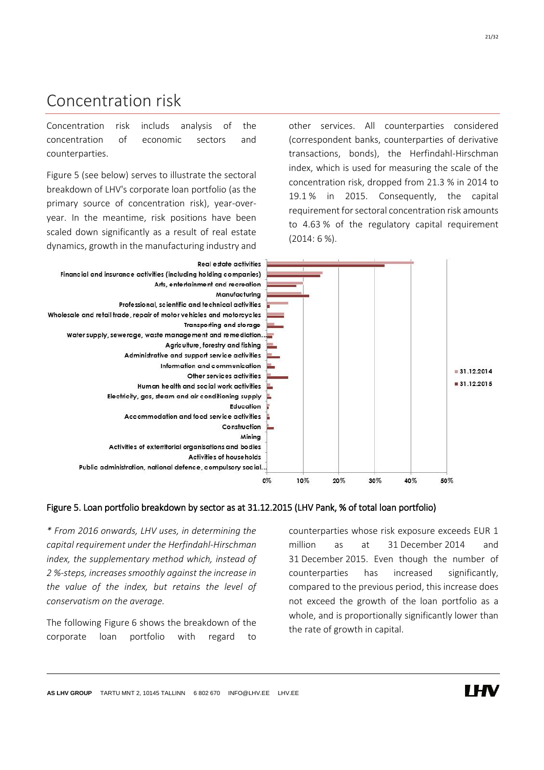# Concentration risk

Concentration risk includs analysis of the concentration of economic sectors and counterparties.

Figure 5 (see below) serves to illustrate the sectoral breakdown of LHV's corporate loan portfolio (as the primary source of concentration risk), year-over-year. In the meantime, risk positions have been scaled down significantly as a result of real estate dynamics, growth in the manufacturing industry and other services. All counterparties considered (correspondent banks, counterparties of derivative transactions, bonds), the Herfindahl-Hirschman index, which is used for measuring the scale of the concentration risk, dropped from 21.3 % in 2014 to 19.1 % in 2015. Consequently, the capital requirement for sectoral concentration risk amounts to 4.63 % of the regulatory capital requirement (2014: 6 %).

Figure 5. Loan portfolio breakdown by sector as at 31.12.2015 (LHV Pank, % of total loan portfolio)

*\* From 2016 onwards, LHV uses, in determining the capital requirement under the Herfindahl-Hirschman index, the supplementary method which, instead of 2 %-steps, increases smoothly against the increase in the value of the index, but retains the level of conservatism on the average.*

The following Figure 6 shows the breakdown of the corporate loan portfolio with regard to counterparties whose risk exposure exceeds EUR 1 million as at 31 December 2014 and 31 December 2015. Even though the number of counterparties has increased significantly, compared to the previous period, this increase does not exceed the growth of the loan portfolio as a whole, and is proportionally significantly lower than the rate of growth in capital.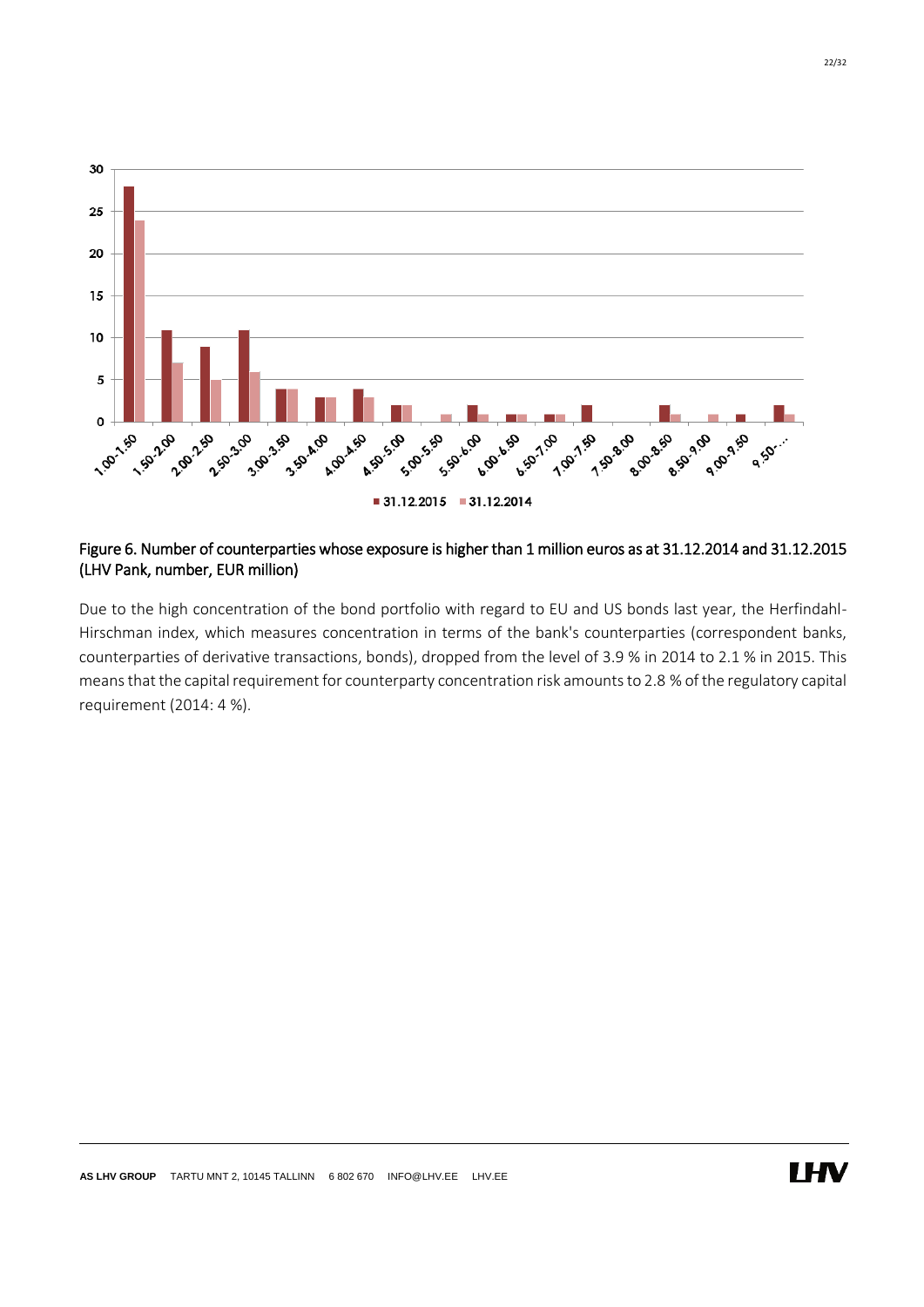Figure 6. Number of counterparties whose exposure is higher than 1 million euros as at 31.12.2014 and 31.12.2015 (LHV Pank, number, EUR million)

Due to the high concentration of the bond portfolio with regard to EU and US bonds last year, the Herfindahl-Hirschman index, which measures concentration in terms of the bank's counterparties (correspondent banks, counterparties of derivative transactions, bonds), dropped from the level of 3.9 % in 2014 to 2.1 % in 2015. This means that the capital requirement for counterparty concentration risk amounts to 2.8 % of the regulatory capital requirement (2014: 4 %).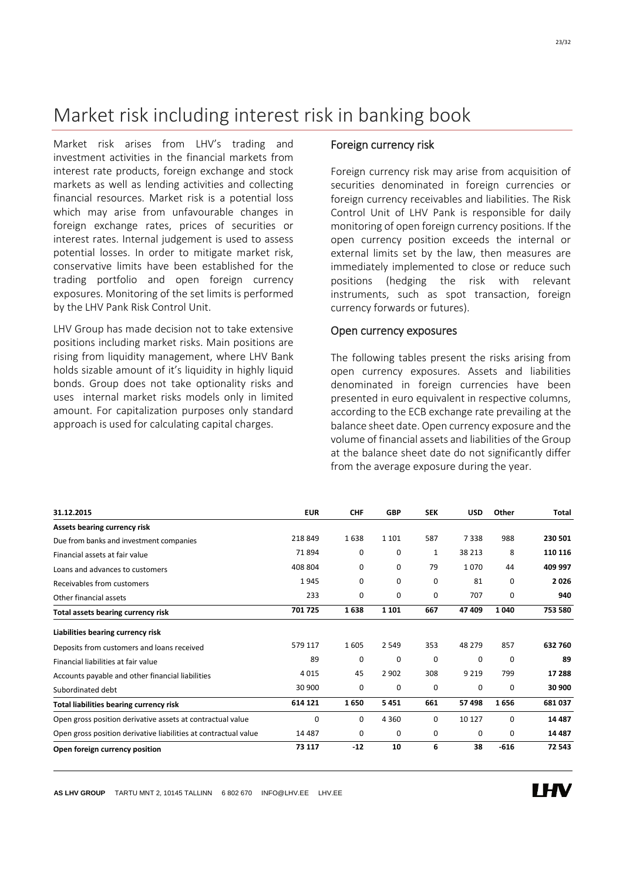# Market risk including interest risk in banking book

Market risk arises from LHV's trading and investment activities in the financial markets from interest rate products, foreign exchange and stock markets as well as lending activities and collecting financial resources. Market risk is a potential loss which may arise from unfavourable changes in foreign exchange rates, prices of securities or interest rates. Internal judgement is used to assess potential losses. In order to mitigate market risk, conservative limits have been established for the trading portfolio and open foreign currency exposures. Monitoring of the set limits is performed by the LHV Pank Risk Control Unit.

LHV Group has made decision not to take extensive positions including market risks. Main positions are rising from liquidity management, where LHV Bank holds sizable amount of it's liquidity in highly liquid bonds. Group does not take optionality risks and uses internal market risks models only in limited amount. For capitalization purposes only standard approach is used for calculating capital charges.

## Foreign currency risk

Foreign currency risk may arise from acquisition of securities denominated in foreign currencies or foreign currency receivables and liabilities. The Risk Control Unit of LHV Pank is responsible for daily monitoring of open foreign currency positions. If the open currency position exceeds the internal or external limits set by the law, then measures are immediately implemented to close or reduce such positions (hedging the risk with relevant instruments, such as spot transaction, foreign currency forwards or futures).

## Open currency exposures

The following tables present the risks arising from open currency exposures. Assets and liabilities denominated in foreign currencies have been presented in euro equivalent in respective columns, according to the ECB exchange rate prevailing at the balance sheet date. Open currency exposure and the volume of financial assets and liabilities of the Group at the balance sheet date do not significantly differ from the average exposure during the year.

| 31.12.2015 | EUR | CHF | GBP | SEK | USD | Other | Total |
|---|---|---|---|---|---|---|---|
| **Assets bearing currency risk** | | | | | | | |
| Due from banks and investment companies | 218 849 | 1 638 | 1 101 | 587 | 7 338 | 988 | **230 501** |
| Financial assets at fair value | 71 894 | 0 | 0 | 1 | 38 213 | 8 | **110 116** |
| Loans and advances to customers | 408 804 | 0 | 0 | 79 | 1 070 | 44 | **409 997** |
| Receivables from customers | 1 945 | 0 | 0 | 0 | 81 | 0 | **2 026** |
| Other financial assets | 233 | 0 | 0 | 0 | 707 | 0 | **940** |
| **Total assets bearing currency risk** | **701 725** | **1 638** | **1 101** | **667** | **47 409** | **1 040** | **753 580** |
| **Liabilities bearing currency risk** | | | | | | | |
| Deposits from customers and loans received | 579 117 | 1 605 | 2 549 | 353 | 48 279 | 857 | **632 760** |
| Financial liabilities at fair value | 89 | 0 | 0 | 0 | 0 | 0 | **89** |
| Accounts payable and other financial liabilities | 4 015 | 45 | 2 902 | 308 | 9 219 | 799 | **17 288** |
| Subordinated debt | 30 900 | 0 | 0 | 0 | 0 | 0 | **30 900** |
| **Total liabilities bearing currency risk** | **614 121** | **1 650** | **5 451** | **661** | **57 498** | **1 656** | **681 037** |
| Open gross position derivative assets at contractual value | 0 | 0 | 4 360 | 0 | 10 127 | 0 | **14 487** |
| Open gross position derivative liabilities at contractual value | 14 487 | 0 | 0 | 0 | 0 | 0 | **14 487** |
| **Open foreign currency position** | **73 117** | **-12** | **10** | **6** | **38** | **-616** | **72 543** |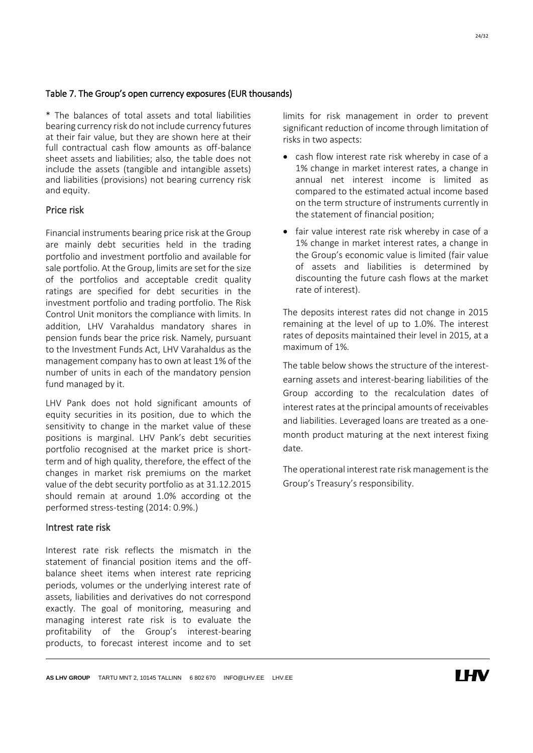### Table 7. The Group's open currency exposures (EUR thousands)

\* The balances of total assets and total liabilities bearing currency risk do not include currency futures at their fair value, but they are shown here at their full contractual cash flow amounts as off-balance sheet assets and liabilities; also, the table does not include the assets (tangible and intangible assets) and liabilities (provisions) not bearing currency risk and equity.

## Price risk

Financial instruments bearing price risk at the Group are mainly debt securities held in the trading portfolio and investment portfolio and available for sale portfolio. At the Group, limits are set for the size of the portfolios and acceptable credit quality ratings are specified for debt securities in the investment portfolio and trading portfolio. The Risk Control Unit monitors the compliance with limits. In addition, LHV Varahaldus mandatory shares in pension funds bear the price risk. Namely, pursuant to the Investment Funds Act, LHV Varahaldus as the management company has to own at least 1% of the number of units in each of the mandatory pension fund managed by it.

LHV Pank does not hold significant amounts of equity securities in its position, due to which the sensitivity to change in the market value of these positions is marginal. LHV Pank's debt securities portfolio recognised at the market price is short-term and of high quality, therefore, the effect of the changes in market risk premiums on the market value of the debt security portfolio as at 31.12.2015 should remain at around 1.0% according ot the performed stress-testing (2014: 0.9%.)

## Intrest rate risk

Interest rate risk reflects the mismatch in the statement of financial position items and the off-balance sheet items when interest rate repricing periods, volumes or the underlying interest rate of assets, liabilities and derivatives do not correspond exactly. The goal of monitoring, measuring and managing interest rate risk is to evaluate the profitability of the Group's interest-bearing products, to forecast interest income and to set limits for risk management in order to prevent significant reduction of income through limitation of risks in two aspects:

- cash flow interest rate risk whereby in case of a 1% change in market interest rates, a change in annual net interest income is limited as compared to the estimated actual income based on the term structure of instruments currently in the statement of financial position;
- fair value interest rate risk whereby in case of a 1% change in market interest rates, a change in the Group's economic value is limited (fair value of assets and liabilities is determined by discounting the future cash flows at the market rate of interest).

The deposits interest rates did not change in 2015 remaining at the level of up to 1.0%. The interest rates of deposits maintained their level in 2015, at a maximum of 1%.

The table below shows the structure of the interest-earning assets and interest-bearing liabilities of the Group according to the recalculation dates of interest rates at the principal amounts of receivables and liabilities. Leveraged loans are treated as a one-month product maturing at the next interest fixing date.

The operational interest rate risk management is the Group's Treasury's responsibility.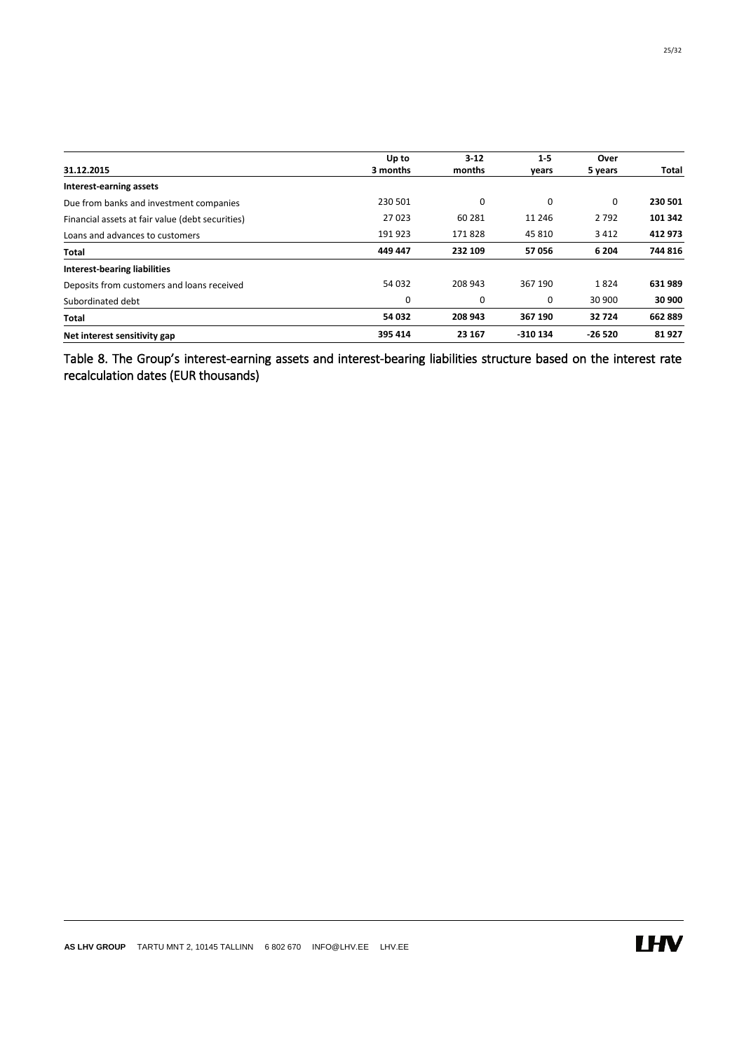| 31.12.2015 | Up to 3 months | 3-12 months | 1-5 years | Over 5 years | Total |
|---|---|---|---|---|---|
| **Interest-earning assets** | | | | | |
| Due from banks and investment companies | 230 501 | 0 | 0 | 0 | **230 501** |
| Financial assets at fair value (debt securities) | 27 023 | 60 281 | 11 246 | 2 792 | **101 342** |
| Loans and advances to customers | 191 923 | 171 828 | 45 810 | 3 412 | **412 973** |
| **Total** | **449 447** | **232 109** | **57 056** | **6 204** | **744 816** |
| **Interest-bearing liabilities** | | | | | |
| Deposits from customers and loans received | 54 032 | 208 943 | 367 190 | 1 824 | **631 989** |
| Subordinated debt | 0 | 0 | 0 | 30 900 | **30 900** |
| **Total** | **54 032** | **208 943** | **367 190** | **32 724** | **662 889** |
| **Net interest sensitivity gap** | **395 414** | **23 167** | **-310 134** | **-26 520** | **81 927** |

Table 8. The Group's interest-earning assets and interest-bearing liabilities structure based on the interest rate recalculation dates (EUR thousands)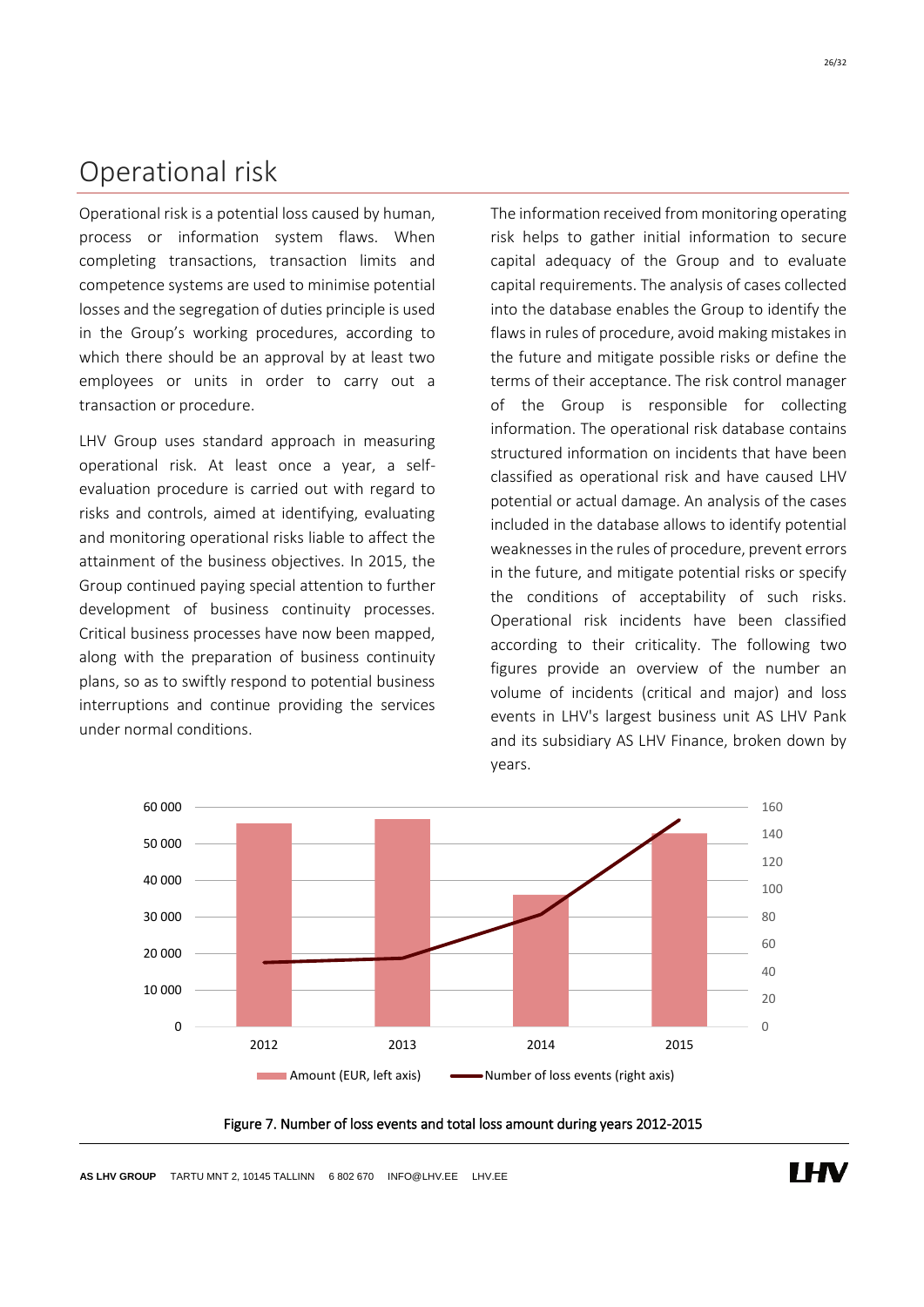# Operational risk

Operational risk is a potential loss caused by human, process or information system flaws. When completing transactions, transaction limits and competence systems are used to minimise potential losses and the segregation of duties principle is used in the Group's working procedures, according to which there should be an approval by at least two employees or units in order to carry out a transaction or procedure.

LHV Group uses standard approach in measuring operational risk. At least once a year, a self-evaluation procedure is carried out with regard to risks and controls, aimed at identifying, evaluating and monitoring operational risks liable to affect the attainment of the business objectives. In 2015, the Group continued paying special attention to further development of business continuity processes. Critical business processes have now been mapped, along with the preparation of business continuity plans, so as to swiftly respond to potential business interruptions and continue providing the services under normal conditions.

The information received from monitoring operating risk helps to gather initial information to secure capital adequacy of the Group and to evaluate capital requirements. The analysis of cases collected into the database enables the Group to identify the flaws in rules of procedure, avoid making mistakes in the future and mitigate possible risks or define the terms of their acceptance. The risk control manager of the Group is responsible for collecting information. The operational risk database contains structured information on incidents that have been classified as operational risk and have caused LHV potential or actual damage. An analysis of the cases included in the database allows to identify potential weaknesses in the rules of procedure, prevent errors in the future, and mitigate potential risks or specify the conditions of acceptability of such risks. Operational risk incidents have been classified according to their criticality. The following two figures provide an overview of the number an volume of incidents (critical and major) and loss events in LHV's largest business unit AS LHV Pank and its subsidiary AS LHV Finance, broken down by years.

Figure 7. Number of loss events and total loss amount during years 2012-2015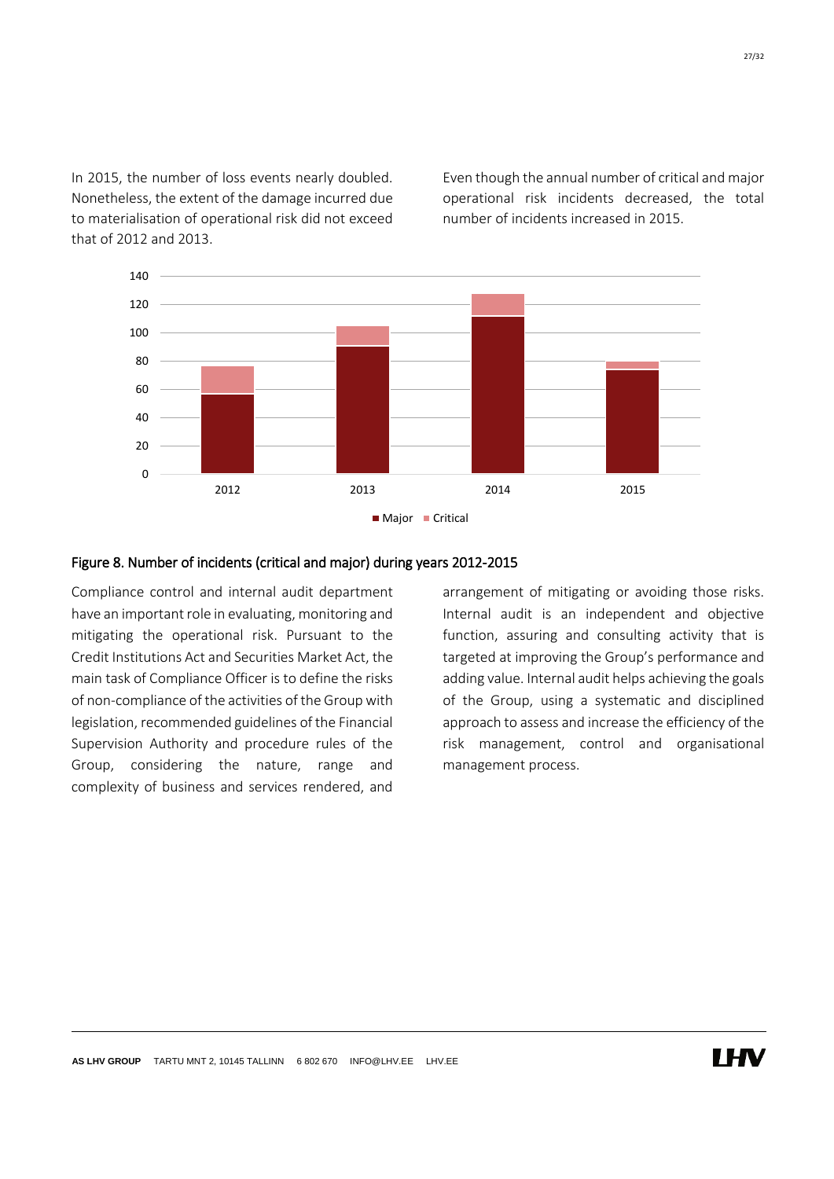In 2015, the number of loss events nearly doubled. Nonetheless, the extent of the damage incurred due to materialisation of operational risk did not exceed that of 2012 and 2013.

Even though the annual number of critical and major operational risk incidents decreased, the total number of incidents increased in 2015.

Figure 8. Number of incidents (critical and major) during years 2012-2015

Compliance control and internal audit department have an important role in evaluating, monitoring and mitigating the operational risk. Pursuant to the Credit Institutions Act and Securities Market Act, the main task of Compliance Officer is to define the risks of non-compliance of the activities of the Group with legislation, recommended guidelines of the Financial Supervision Authority and procedure rules of the Group, considering the nature, range and complexity of business and services rendered, and arrangement of mitigating or avoiding those risks. Internal audit is an independent and objective function, assuring and consulting activity that is targeted at improving the Group's performance and adding value. Internal audit helps achieving the goals of the Group, using a systematic and disciplined approach to assess and increase the efficiency of the risk management, control and organisational management process.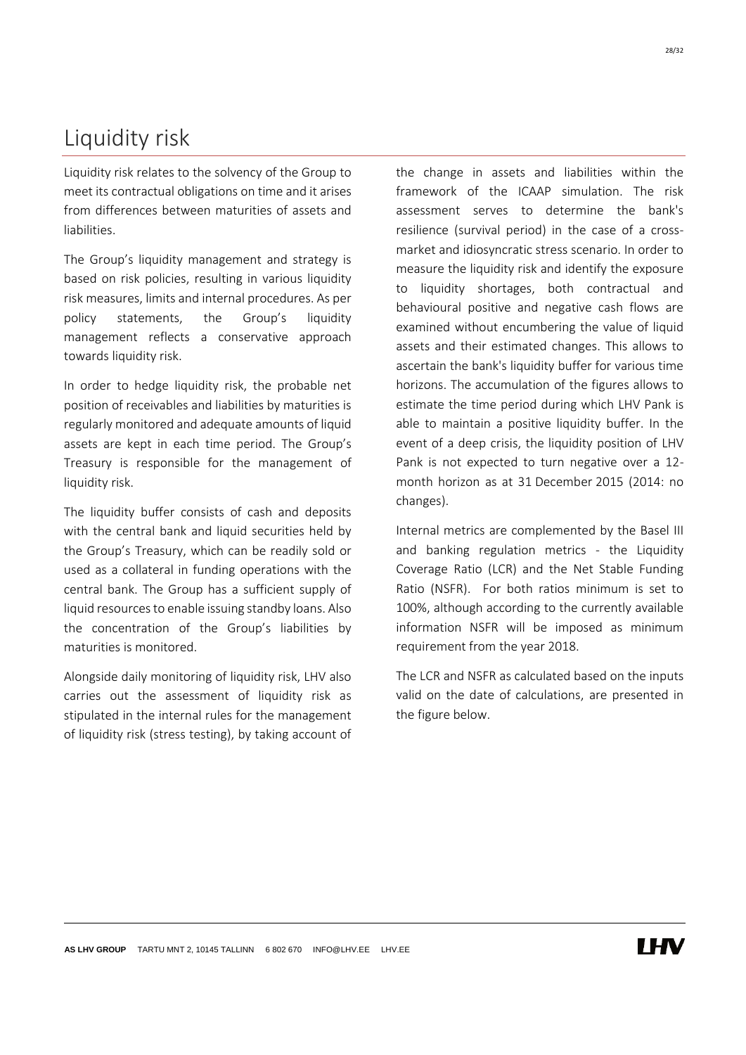# Liquidity risk

Liquidity risk relates to the solvency of the Group to meet its contractual obligations on time and it arises from differences between maturities of assets and liabilities.

The Group's liquidity management and strategy is based on risk policies, resulting in various liquidity risk measures, limits and internal procedures. As per policy statements, the Group's liquidity management reflects a conservative approach towards liquidity risk.

In order to hedge liquidity risk, the probable net position of receivables and liabilities by maturities is regularly monitored and adequate amounts of liquid assets are kept in each time period. The Group's Treasury is responsible for the management of liquidity risk.

The liquidity buffer consists of cash and deposits with the central bank and liquid securities held by the Group's Treasury, which can be readily sold or used as a collateral in funding operations with the central bank. The Group has a sufficient supply of liquid resources to enable issuing standby loans. Also the concentration of the Group's liabilities by maturities is monitored.

Alongside daily monitoring of liquidity risk, LHV also carries out the assessment of liquidity risk as stipulated in the internal rules for the management of liquidity risk (stress testing), by taking account of the change in assets and liabilities within the framework of the ICAAP simulation. The risk assessment serves to determine the bank's resilience (survival period) in the case of a cross-market and idiosyncratic stress scenario. In order to measure the liquidity risk and identify the exposure to liquidity shortages, both contractual and behavioural positive and negative cash flows are examined without encumbering the value of liquid assets and their estimated changes. This allows to ascertain the bank's liquidity buffer for various time horizons. The accumulation of the figures allows to estimate the time period during which LHV Pank is able to maintain a positive liquidity buffer. In the event of a deep crisis, the liquidity position of LHV Pank is not expected to turn negative over a 12-month horizon as at 31 December 2015 (2014: no changes).

Internal metrics are complemented by the Basel III and banking regulation metrics - the Liquidity Coverage Ratio (LCR) and the Net Stable Funding Ratio (NSFR). For both ratios minimum is set to 100%, although according to the currently available information NSFR will be imposed as minimum requirement from the year 2018.

The LCR and NSFR as calculated based on the inputs valid on the date of calculations, are presented in the figure below.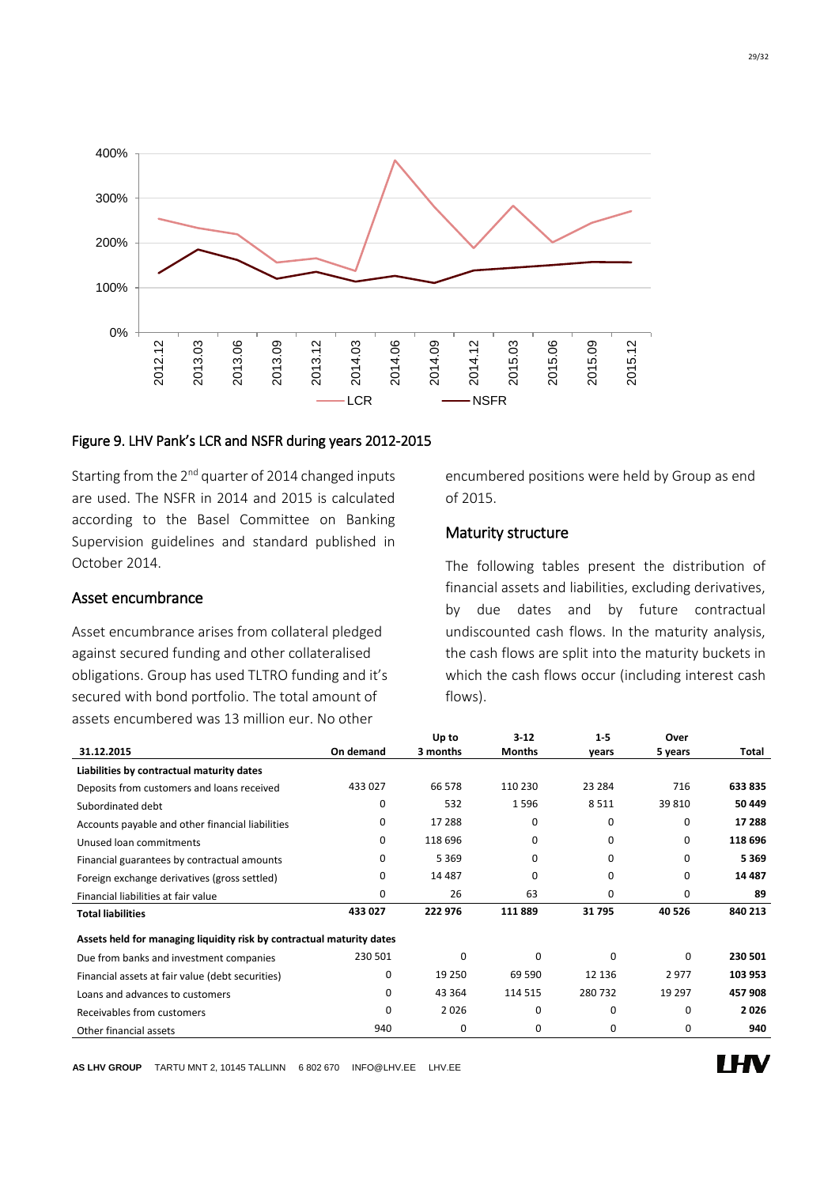Figure 9. LHV Pank's LCR and NSFR during years 2012-2015

Starting from the 2nd quarter of 2014 changed inputs are used. The NSFR in 2014 and 2015 is calculated according to the Basel Committee on Banking Supervision guidelines and standard published in October 2014.

## Asset encumbrance

Asset encumbrance arises from collateral pledged against secured funding and other collateralised obligations. Group has used TLTRO funding and it's secured with bond portfolio. The total amount of assets encumbered was 13 million eur. No other encumbered positions were held by Group as end of 2015.

## Maturity structure

The following tables present the distribution of financial assets and liabilities, excluding derivatives, by due dates and by future contractual undiscounted cash flows. In the maturity analysis, the cash flows are split into the maturity buckets in which the cash flows occur (including interest cash flows).

| 31.12.2015 | On demand | Up to 3 months | 3-12 Months | 1-5 years | Over 5 years | Total |
|---|---|---|---|---|---|---|
| **Liabilities by contractual maturity dates** | | | | | | |
| Deposits from customers and loans received | 433 027 | 66 578 | 110 230 | 23 284 | 716 | **633 835** |
| Subordinated debt | 0 | 532 | 1 596 | 8 511 | 39 810 | **50 449** |
| Accounts payable and other financial liabilities | 0 | 17 288 | 0 | 0 | 0 | **17 288** |
| Unused loan commitments | 0 | 118 696 | 0 | 0 | 0 | **118 696** |
| Financial guarantees by contractual amounts | 0 | 5 369 | 0 | 0 | 0 | **5 369** |
| Foreign exchange derivatives (gross settled) | 0 | 14 487 | 0 | 0 | 0 | **14 487** |
| Financial liabilities at fair value | 0 | 26 | 63 | 0 | 0 | **89** |
| **Total liabilities** | **433 027** | **222 976** | **111 889** | **31 795** | **40 526** | **840 213** |
| **Assets held for managing liquidity risk by contractual maturity dates** | | | | | | |
| Due from banks and investment companies | 230 501 | 0 | 0 | 0 | 0 | **230 501** |
| Financial assets at fair value (debt securities) | 0 | 19 250 | 69 590 | 12 136 | 2 977 | **103 953** |
| Loans and advances to customers | 0 | 43 364 | 114 515 | 280 732 | 19 297 | **457 908** |
| Receivables from customers | 0 | 2 026 | 0 | 0 | 0 | **2 026** |
| Other financial assets | 940 | 0 | 0 | 0 | 0 | **940** |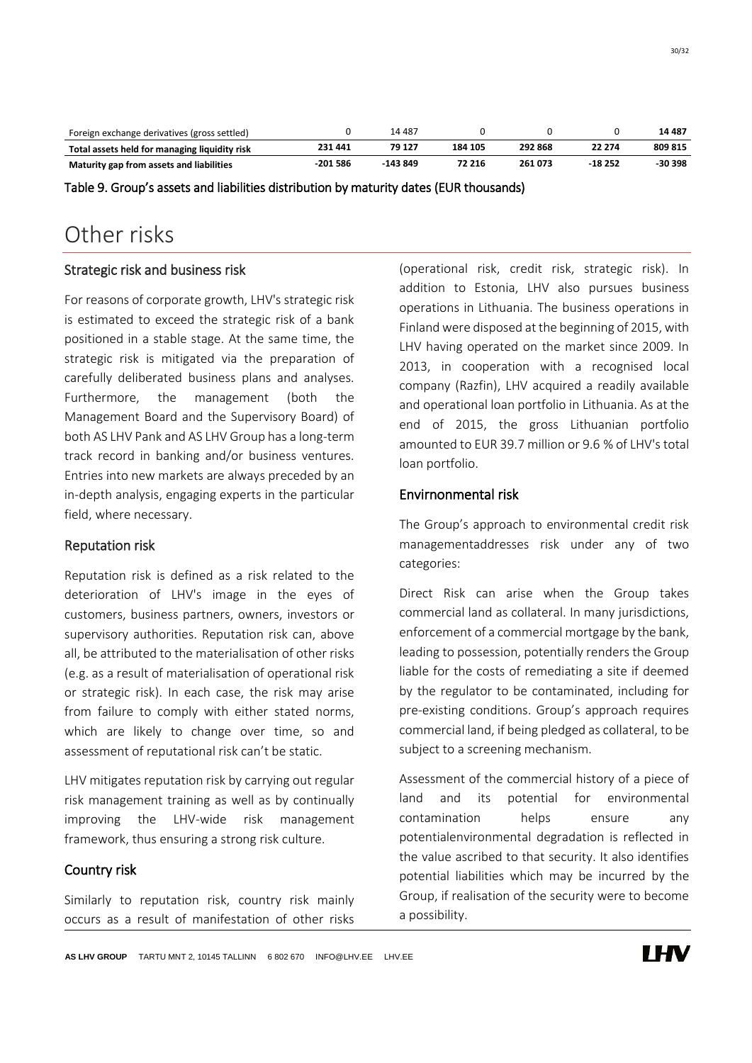| | | | | | | |
|---|---|---|---|---|---|---|
| Foreign exchange derivatives (gross settled) | 0 | 14 487 | 0 | 0 | 0 | **14 487** |
| **Total assets held for managing liquidity risk** | **231 441** | **79 127** | **184 105** | **292 868** | **22 274** | **809 815** |
| **Maturity gap from assets and liabilities** | **-201 586** | **-143 849** | **72 216** | **261 073** | **-18 252** | **-30 398** |

Table 9. Group's assets and liabilities distribution by maturity dates (EUR thousands)

# Other risks

## Strategic risk and business risk

For reasons of corporate growth, LHV's strategic risk is estimated to exceed the strategic risk of a bank positioned in a stable stage. At the same time, the strategic risk is mitigated via the preparation of carefully deliberated business plans and analyses. Furthermore, the management (both the Management Board and the Supervisory Board) of both AS LHV Pank and AS LHV Group has a long-term track record in banking and/or business ventures. Entries into new markets are always preceded by an in-depth analysis, engaging experts in the particular field, where necessary.

## Reputation risk

Reputation risk is defined as a risk related to the deterioration of LHV's image in the eyes of customers, business partners, owners, investors or supervisory authorities. Reputation risk can, above all, be attributed to the materialisation of other risks (e.g. as a result of materialisation of operational risk or strategic risk). In each case, the risk may arise from failure to comply with either stated norms, which are likely to change over time, so and assessment of reputational risk can't be static.

LHV mitigates reputation risk by carrying out regular risk management training as well as by continually improving the LHV-wide risk management framework, thus ensuring a strong risk culture.

## Country risk

Similarly to reputation risk, country risk mainly occurs as a result of manifestation of other risks (operational risk, credit risk, strategic risk). In addition to Estonia, LHV also pursues business operations in Lithuania. The business operations in Finland were disposed at the beginning of 2015, with LHV having operated on the market since 2009. In 2013, in cooperation with a recognised local company (Razfin), LHV acquired a readily available and operational loan portfolio in Lithuania. As at the end of 2015, the gross Lithuanian portfolio amounted to EUR 39.7 million or 9.6 % of LHV's total loan portfolio.

## Envirnonmental risk

The Group's approach to environmental credit risk managementaddresses risk under any of two categories:

Direct Risk can arise when the Group takes commercial land as collateral. In many jurisdictions, enforcement of a commercial mortgage by the bank, leading to possession, potentially renders the Group liable for the costs of remediating a site if deemed by the regulator to be contaminated, including for pre-existing conditions. Group's approach requires commercial land, if being pledged as collateral, to be subject to a screening mechanism.

Assessment of the commercial history of a piece of land and its potential for environmental contamination helps ensure any potentialenvironmental degradation is reflected in the value ascribed to that security. It also identifies potential liabilities which may be incurred by the Group, if realisation of the security were to become a possibility.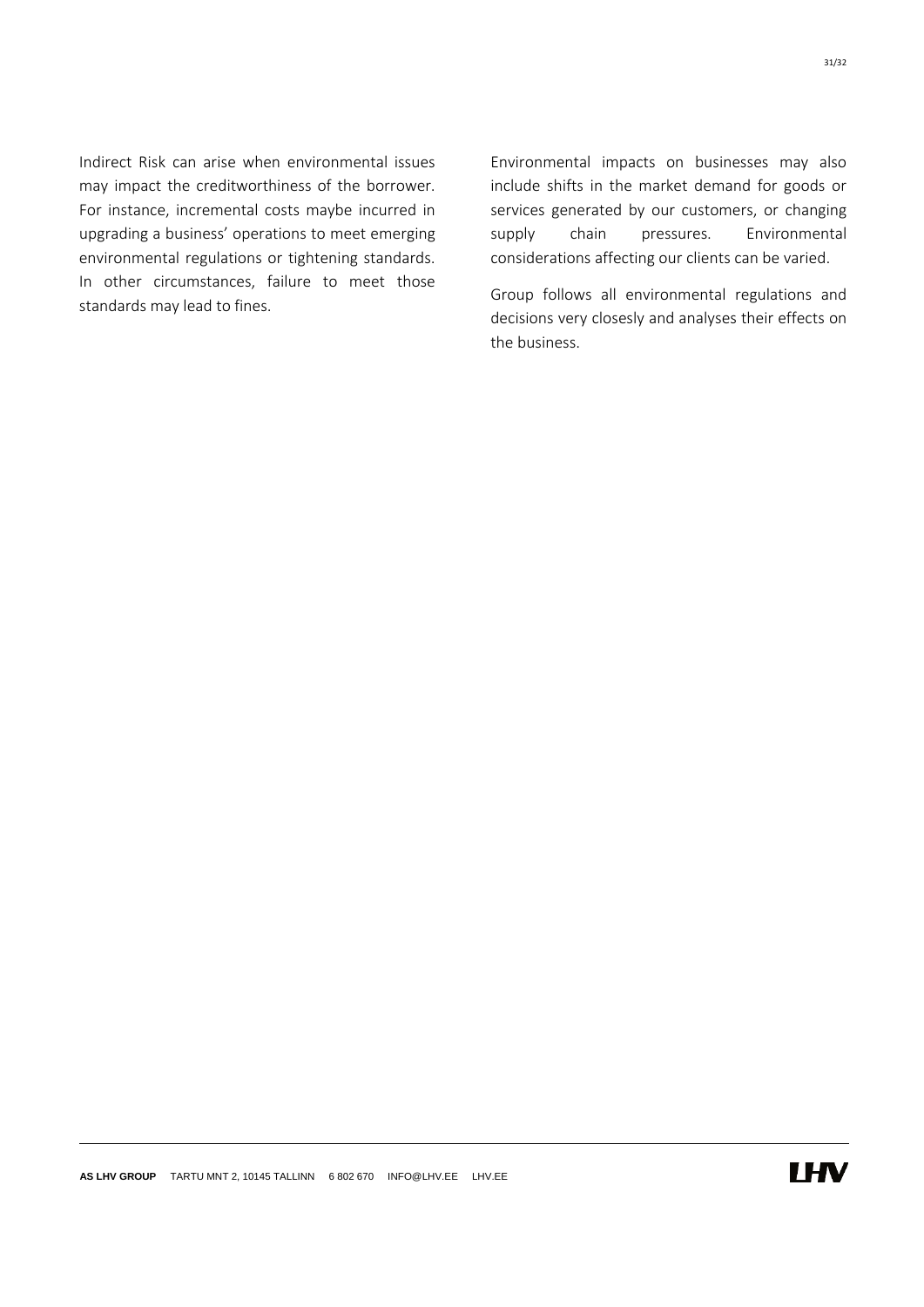Indirect Risk can arise when environmental issues may impact the creditworthiness of the borrower. For instance, incremental costs maybe incurred in upgrading a business' operations to meet emerging environmental regulations or tightening standards. In other circumstances, failure to meet those standards may lead to fines.

Environmental impacts on businesses may also include shifts in the market demand for goods or services generated by our customers, or changing supply chain pressures. Environmental considerations affecting our clients can be varied.

Group follows all environmental regulations and decisions very closesly and analyses their effects on the business.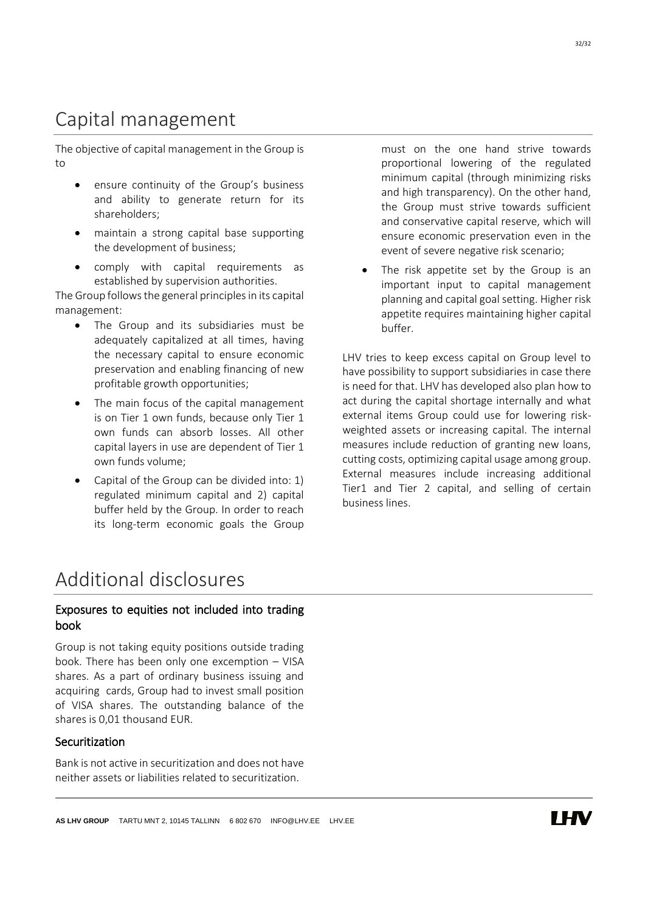# Capital management

The objective of capital management in the Group is to

- ensure continuity of the Group's business and ability to generate return for its shareholders;
- maintain a strong capital base supporting the development of business;
- comply with capital requirements as established by supervision authorities.

The Group follows the general principles in its capital management:

- The Group and its subsidiaries must be adequately capitalized at all times, having the necessary capital to ensure economic preservation and enabling financing of new profitable growth opportunities;
- The main focus of the capital management is on Tier 1 own funds, because only Tier 1 own funds can absorb losses. All other capital layers in use are dependent of Tier 1 own funds volume;
- Capital of the Group can be divided into: 1) regulated minimum capital and 2) capital buffer held by the Group. In order to reach its long-term economic goals the Group must on the one hand strive towards proportional lowering of the regulated minimum capital (through minimizing risks and high transparency). On the other hand, the Group must strive towards sufficient and conservative capital reserve, which will ensure economic preservation even in the event of severe negative risk scenario;
- The risk appetite set by the Group is an important input to capital management planning and capital goal setting. Higher risk appetite requires maintaining higher capital buffer.

LHV tries to keep excess capital on Group level to have possibility to support subsidiaries in case there is need for that. LHV has developed also plan how to act during the capital shortage internally and what external items Group could use for lowering risk-weighted assets or increasing capital. The internal measures include reduction of granting new loans, cutting costs, optimizing capital usage among group. External measures include increasing additional Tier1 and Tier 2 capital, and selling of certain business lines.

# Additional disclosures

## Exposures to equities not included into trading book

Group is not taking equity positions outside trading book. There has been only one excemption – VISA shares. As a part of ordinary business issuing and acquiring cards, Group had to invest small position of VISA shares. The outstanding balance of the shares is 0,01 thousand EUR.

## Securitization

Bank is not active in securitization and does not have neither assets or liabilities related to securitization.